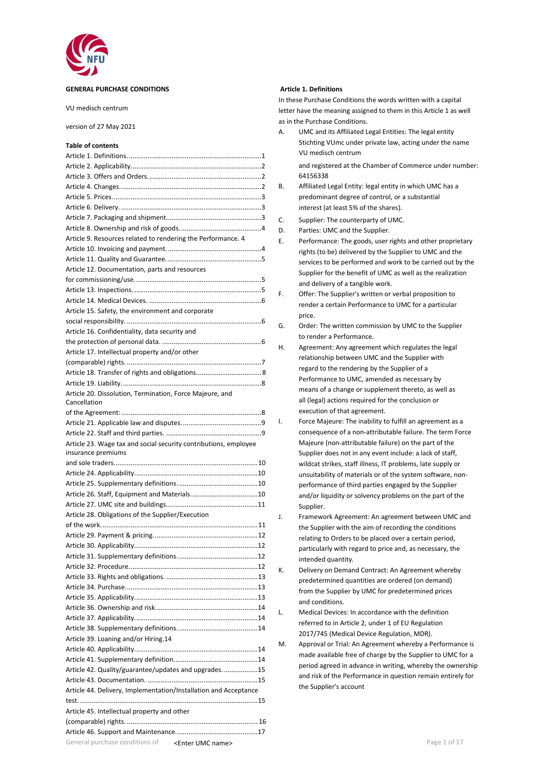**GENERAL PURCHASE CONDITIONS**

VU medisch centrum

version of 27 May 2021

**Table of contents**

Article 1. Definitions. ....................................................................1
Article 2. Applicability. ..................................................................2
Article 3. Offers and Orders. ..........................................................2
Article 4. Changes. ........................................................................2
Article 5. Prices. ............................................................................3
Article 6. Delivery. .........................................................................3
Article 7. Packaging and shipment. ................................................3
Article 8. Ownership and risk of goods. ..........................................4
Article 9. Resources related to rendering the Performance. 4
Article 10. Invoicing and payment. .................................................4
Article 11. Quality and Guarantee. .................................................5
Article 12. Documentation, parts and resources for commissioning/use. ..................................................................5
Article 13. Inspections. ..................................................................5
Article 14. Medical Devices. ...........................................................6
Article 15. Safety, the environment and corporate social responsibility. .......................................................................6
Article 16. Confidentiality, data security and the protection of personal data. ....................................................6
Article 17. Intellectual property and/or other (comparable) rights. ........................................................................7
Article 18. Transfer of rights and obligations. .................................8
Article 19. Liability. ........................................................................8
Article 20. Dissolution, Termination, Force Majeure, and Cancellation of the Agreement: ..........................................................................8
Article 21. Applicable law and disputes. .........................................9
Article 22. Staff and third parties. ..................................................9
Article 23. Wage tax and social security contributions, employee insurance premiums and sole traders. ...........................................................................10
Article 24. Applicability. ................................................................10
Article 25. Supplementary definitions. ..........................................10
Article 26. Staff, Equipment and Materials. ...................................10
Article 27. UMC site and buildings. ...............................................11
Article 28. Obligations of the Supplier/Execution of the work. ................................................................................11
Article 29. Payment & pricing. ......................................................12
Article 30. Applicability. ................................................................12
Article 31. Supplementary definitions. ..........................................12
Article 32. Procedure. ...................................................................12
Article 33. Rights and obligations. .................................................13
Article 34. Purchase. .....................................................................13
Article 35. Applicability. ................................................................13
Article 36. Ownership and risk. .....................................................14
Article 37. Applicability. ................................................................14
Article 38. Supplementary definitions. ..........................................14
Article 39. Loaning and/or Hiring.14
Article 40. Applicability. ................................................................14
Article 41. Supplementary definition. ............................................14
Article 42. Quality/guarantee/updates and upgrades. ..................15
Article 43. Documentation. ..........................................................15
Article 44. Delivery, Implementation/Installation and Acceptance test. ............................................................................................15
Article 45. Intellectual property and other (comparable) rights. ......................................................................16
Article 46. Support and Maintenance. ..........................................17

## Article 1. Definitions

In these Purchase Conditions the words written with a capital letter have the meaning assigned to them in this Article 1 as well as in the Purchase Conditions.

A. UMC and its Affiliated Legal Entities: The legal entity Stichting VUmc under private law, acting under the name VU medisch centrum

   and registered at the Chamber of Commerce under number: 64156338

B. Affiliated Legal Entity: legal entity in which UMC has a predominant degree of control, or a substantial interest (at least 5% of the shares).

C. Supplier: The counterparty of UMC.

D. Parties: UMC and the Supplier.

E. Performance: The goods, user rights and other proprietary rights (to be) delivered by the Supplier to UMC and the services to be performed and work to be carried out by the Supplier for the benefit of UMC as well as the realization and delivery of a tangible work.

F. Offer: The Supplier's written or verbal proposition to render a certain Performance to UMC for a particular price.

G. Order: The written commission by UMC to the Supplier to render a Performance.

H. Agreement: Any agreement which regulates the legal relationship between UMC and the Supplier with regard to the rendering by the Supplier of a Performance to UMC, amended as necessary by means of a change or supplement thereto, as well as all (legal) actions required for the conclusion or execution of that agreement.

I. Force Majeure: The inability to fulfill an agreement as a consequence of a non-attributable failure. The term Force Majeure (non-attributable failure) on the part of the Supplier does not in any event include: a lack of staff, wildcat strikes, staff illness, IT problems, late supply or unsuitability of materials or of the system software, non-performance of third parties engaged by the Supplier and/or liquidity or solvency problems on the part of the Supplier.

J. Framework Agreement: An agreement between UMC and the Supplier with the aim of recording the conditions relating to Orders to be placed over a certain period, particularly with regard to price and, as necessary, the intended quantity.

K. Delivery on Demand Contract: An Agreement whereby predetermined quantities are ordered (on demand) from the Supplier by UMC for predetermined prices and conditions.

L. Medical Devices: In accordance with the definition referred to in Article 2, under 1 of EU Regulation 2017/745 (Medical Device Regulation, MDR).

M. Approval or Trial: An Agreement whereby a Performance is made available free of charge by the Supplier to UMC for a period agreed in advance in writing, whereby the ownership and risk of the Performance in question remain entirely for the Supplier's account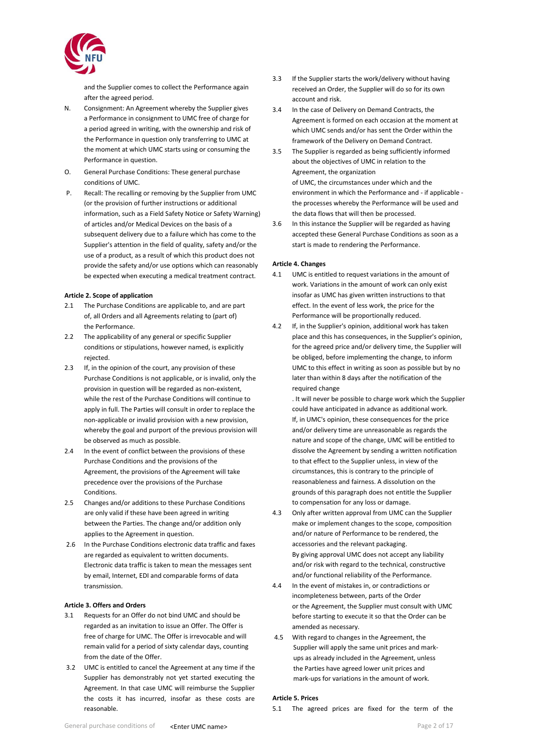and the Supplier comes to collect the Performance again after the agreed period.

N. Consignment: An Agreement whereby the Supplier gives a Performance in consignment to UMC free of charge for a period agreed in writing, with the ownership and risk of the Performance in question only transferring to UMC at the moment at which UMC starts using or consuming the Performance in question.

O. General Purchase Conditions: These general purchase conditions of UMC.

P. Recall: The recalling or removing by the Supplier from UMC (or the provision of further instructions or additional information, such as a Field Safety Notice or Safety Warning) of articles and/or Medical Devices on the basis of a subsequent delivery due to a failure which has come to the Supplier's attention in the field of quality, safety and/or the use of a product, as a result of which this product does not provide the safety and/or use options which can reasonably be expected when executing a medical treatment contract.

**Article 2. Scope of application**

2.1 The Purchase Conditions are applicable to, and are part of, all Orders and all Agreements relating to (part of) the Performance.

2.2 The applicability of any general or specific Supplier conditions or stipulations, however named, is explicitly rejected.

2.3 If, in the opinion of the court, any provision of these Purchase Conditions is not applicable, or is invalid, only the provision in question will be regarded as non-existent, while the rest of the Purchase Conditions will continue to apply in full. The Parties will consult in order to replace the non-applicable or invalid provision with a new provision, whereby the goal and purport of the previous provision will be observed as much as possible.

2.4 In the event of conflict between the provisions of these Purchase Conditions and the provisions of the Agreement, the provisions of the Agreement will take precedence over the provisions of the Purchase Conditions.

2.5 Changes and/or additions to these Purchase Conditions are only valid if these have been agreed in writing between the Parties. The change and/or addition only applies to the Agreement in question.

2.6 In the Purchase Conditions electronic data traffic and faxes are regarded as equivalent to written documents. Electronic data traffic is taken to mean the messages sent by email, Internet, EDI and comparable forms of data transmission.

**Article 3. Offers and Orders**

3.1 Requests for an Offer do not bind UMC and should be regarded as an invitation to issue an Offer. The Offer is free of charge for UMC. The Offer is irrevocable and will remain valid for a period of sixty calendar days, counting from the date of the Offer.

3.2 UMC is entitled to cancel the Agreement at any time if the Supplier has demonstrably not yet started executing the Agreement. In that case UMC will reimburse the Supplier the costs it has incurred, insofar as these costs are reasonable.

3.3 If the Supplier starts the work/delivery without having received an Order, the Supplier will do so for its own account and risk.

3.4 In the case of Delivery on Demand Contracts, the Agreement is formed on each occasion at the moment at which UMC sends and/or has sent the Order within the framework of the Delivery on Demand Contract.

3.5 The Supplier is regarded as being sufficiently informed about the objectives of UMC in relation to the Agreement, the organization of UMC, the circumstances under which and the environment in which the Performance and - if applicable - the processes whereby the Performance will be used and the data flows that will then be processed.

3.6 In this instance the Supplier will be regarded as having accepted these General Purchase Conditions as soon as a start is made to rendering the Performance.

**Article 4. Changes**

4.1 UMC is entitled to request variations in the amount of work. Variations in the amount of work can only exist insofar as UMC has given written instructions to that effect. In the event of less work, the price for the Performance will be proportionally reduced.

4.2 If, in the Supplier's opinion, additional work has taken place and this has consequences, in the Supplier's opinion, for the agreed price and/or delivery time, the Supplier will be obliged, before implementing the change, to inform UMC to this effect in writing as soon as possible but by no later than within 8 days after the notification of the required change. It will never be possible to charge work which the Supplier could have anticipated in advance as additional work. If, in UMC's opinion, these consequences for the price and/or delivery time are unreasonable as regards the nature and scope of the change, UMC will be entitled to dissolve the Agreement by sending a written notification to that effect to the Supplier unless, in view of the circumstances, this is contrary to the principle of reasonableness and fairness. A dissolution on the grounds of this paragraph does not entitle the Supplier to compensation for any loss or damage.

4.3 Only after written approval from UMC can the Supplier make or implement changes to the scope, composition and/or nature of Performance to be rendered, the accessories and the relevant packaging. By giving approval UMC does not accept any liability and/or risk with regard to the technical, constructive and/or functional reliability of the Performance.

4.4 In the event of mistakes in, or contradictions or incompleteness between, parts of the Order or the Agreement, the Supplier must consult with UMC before starting to execute it so that the Order can be amended as necessary.

4.5 With regard to changes in the Agreement, the Supplier will apply the same unit prices and mark-ups as already included in the Agreement, unless the Parties have agreed lower unit prices and mark-ups for variations in the amount of work.

**Article 5. Prices**

5.1 The agreed prices are fixed for the term of the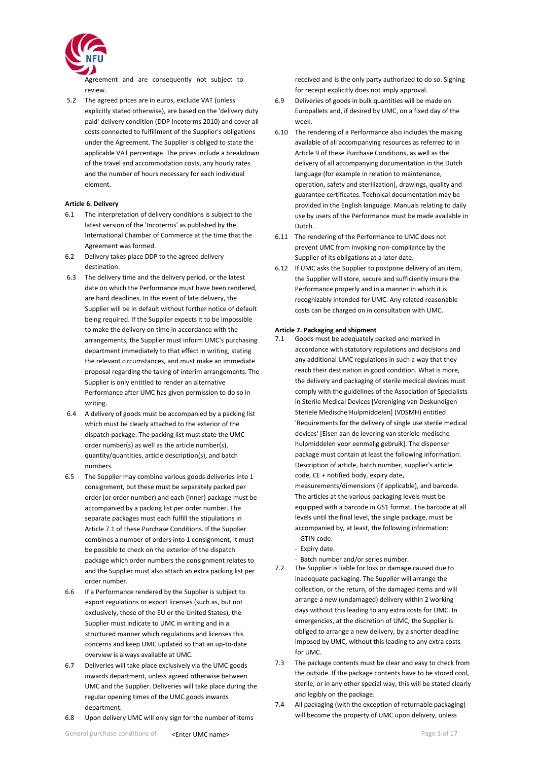Agreement and are consequently not subject to review.

5.2 The agreed prices are in euros, exclude VAT (unless explicitly stated otherwise), are based on the 'delivery duty paid' delivery condition (DDP Incoterms 2010) and cover all costs connected to fulfillment of the Supplier's obligations under the Agreement. The Supplier is obliged to state the applicable VAT percentage. The prices include a breakdown of the travel and accommodation costs, any hourly rates and the number of hours necessary for each individual element.

**Article 6. Delivery**

6.1 The interpretation of delivery conditions is subject to the latest version of the 'Incoterms' as published by the International Chamber of Commerce at the time that the Agreement was formed.

6.2 Delivery takes place DDP to the agreed delivery destination.

6.3 The delivery time and the delivery period, or the latest date on which the Performance must have been rendered, are hard deadlines. In the event of late delivery, the Supplier will be in default without further notice of default being required. If the Supplier expects it to be impossible to make the delivery on time in accordance with the arrangements, the Supplier must inform UMC's purchasing department immediately to that effect in writing, stating the relevant circumstances, and must make an immediate proposal regarding the taking of interim arrangements. The Supplier is only entitled to render an alternative Performance after UMC has given permission to do so in writing.

6.4 A delivery of goods must be accompanied by a packing list which must be clearly attached to the exterior of the dispatch package. The packing list must state the UMC order number(s) as well as the article number(s), quantity/quantities, article description(s), and batch numbers.

6.5 The Supplier may combine various goods deliveries into 1 consignment, but these must be separately packed per order (or order number) and each (inner) package must be accompanied by a packing list per order number. The separate packages must each fulfill the stipulations in Article 7.1 of these Purchase Conditions. If the Supplier combines a number of orders into 1 consignment, it must be possible to check on the exterior of the dispatch package which order numbers the consignment relates to and the Supplier must also attach an extra packing list per order number.

6.6 If a Performance rendered by the Supplier is subject to export regulations or export licenses (such as, but not exclusively, those of the EU or the United States), the Supplier must indicate to UMC in writing and in a structured manner which regulations and licenses this concerns and keep UMC updated so that an up-to-date overview is always available at UMC.

6.7 Deliveries will take place exclusively via the UMC goods inwards department, unless agreed otherwise between UMC and the Supplier. Deliveries will take place during the regular opening times of the UMC goods inwards department.

6.8 Upon delivery UMC will only sign for the number of items received and is the only party authorized to do so. Signing for receipt explicitly does not imply approval.

6.9 Deliveries of goods in bulk quantities will be made on Europallets and, if desired by UMC, on a fixed day of the week.

6.10 The rendering of a Performance also includes the making available of all accompanying resources as referred to in Article 9 of these Purchase Conditions, as well as the delivery of all accompanying documentation in the Dutch language (for example in relation to maintenance, operation, safety and sterilization), drawings, quality and guarantee certificates. Technical documentation may be provided in the English language. Manuals relating to daily use by users of the Performance must be made available in Dutch.

6.11 The rendering of the Performance to UMC does not prevent UMC from invoking non-compliance by the Supplier of its obligations at a later date.

6.12 If UMC asks the Supplier to postpone delivery of an item, the Supplier will store, secure and sufficiently insure the Performance properly and in a manner in which it is recognizably intended for UMC. Any related reasonable costs can be charged on in consultation with UMC.

**Article 7. Packaging and shipment**

7.1 Goods must be adequately packed and marked in accordance with statutory regulations and decisions and any additional UMC regulations in such a way that they reach their destination in good condition. What is more, the delivery and packaging of sterile medical devices must comply with the guidelines of the Association of Specialists in Sterile Medical Devices [Vereniging van Deskundigen Steriele Medische Hulpmiddelen] (VDSMH) entitled 'Requirements for the delivery of single use sterile medical devices' [Eisen aan de levering van steriele medische hulpmiddelen voor eenmalig gebruik]. The dispenser package must contain at least the following information: Description of article, batch number, supplier's article code, CE + notified body, expiry date, measurements/dimensions (if applicable), and barcode. The articles at the various packaging levels must be equipped with a barcode in GS1 format. The barcode at all levels until the final level, the single package, must be accompanied by, at least, the following information:
- GTIN code.
- Expiry date.
- Batch number and/or series number.

7.2 The Supplier is liable for loss or damage caused due to inadequate packaging. The Supplier will arrange the collection, or the return, of the damaged items and will arrange a new (undamaged) delivery within 2 working days without this leading to any extra costs for UMC. In emergencies, at the discretion of UMC, the Supplier is obliged to arrange a new delivery, by a shorter deadline imposed by UMC, without this leading to any extra costs for UMC.

7.3 The package contents must be clear and easy to check from the outside. If the package contents have to be stored cool, sterile, or in any other special way, this will be stated clearly and legibly on the package.

7.4 All packaging (with the exception of returnable packaging) will become the property of UMC upon delivery, unless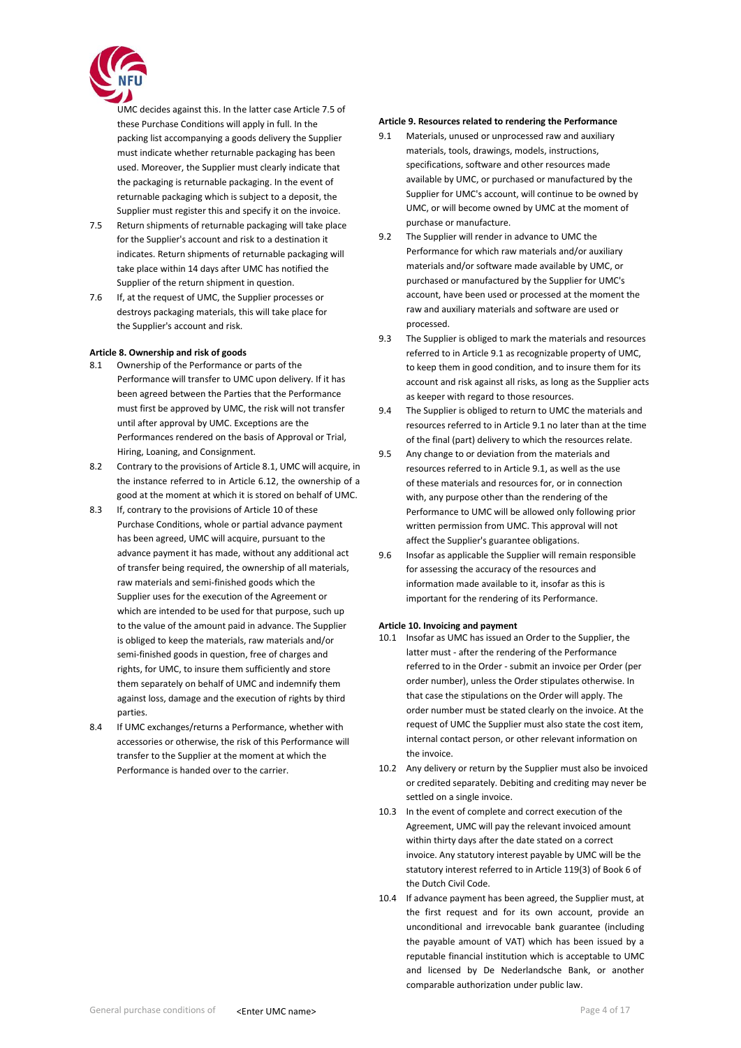UMC decides against this. In the latter case Article 7.5 of these Purchase Conditions will apply in full. In the packing list accompanying a goods delivery the Supplier must indicate whether returnable packaging has been used. Moreover, the Supplier must clearly indicate that the packaging is returnable packaging. In the event of returnable packaging which is subject to a deposit, the Supplier must register this and specify it on the invoice.

7.5 Return shipments of returnable packaging will take place for the Supplier's account and risk to a destination it indicates. Return shipments of returnable packaging will take place within 14 days after UMC has notified the Supplier of the return shipment in question.

7.6 If, at the request of UMC, the Supplier processes or destroys packaging materials, this will take place for the Supplier's account and risk.

**Article 8. Ownership and risk of goods**

8.1 Ownership of the Performance or parts of the Performance will transfer to UMC upon delivery. If it has been agreed between the Parties that the Performance must first be approved by UMC, the risk will not transfer until after approval by UMC. Exceptions are the Performances rendered on the basis of Approval or Trial, Hiring, Loaning, and Consignment.

8.2 Contrary to the provisions of Article 8.1, UMC will acquire, in the instance referred to in Article 6.12, the ownership of a good at the moment at which it is stored on behalf of UMC.

8.3 If, contrary to the provisions of Article 10 of these Purchase Conditions, whole or partial advance payment has been agreed, UMC will acquire, pursuant to the advance payment it has made, without any additional act of transfer being required, the ownership of all materials, raw materials and semi-finished goods which the Supplier uses for the execution of the Agreement or which are intended to be used for that purpose, such up to the value of the amount paid in advance. The Supplier is obliged to keep the materials, raw materials and/or semi-finished goods in question, free of charges and rights, for UMC, to insure them sufficiently and store them separately on behalf of UMC and indemnify them against loss, damage and the execution of rights by third parties.

8.4 If UMC exchanges/returns a Performance, whether with accessories or otherwise, the risk of this Performance will transfer to the Supplier at the moment at which the Performance is handed over to the carrier.

**Article 9. Resources related to rendering the Performance**

9.1 Materials, unused or unprocessed raw and auxiliary materials, tools, drawings, models, instructions, specifications, software and other resources made available by UMC, or purchased or manufactured by the Supplier for UMC's account, will continue to be owned by UMC, or will become owned by UMC at the moment of purchase or manufacture.

9.2 The Supplier will render in advance to UMC the Performance for which raw materials and/or auxiliary materials and/or software made available by UMC, or purchased or manufactured by the Supplier for UMC's account, have been used or processed at the moment the raw and auxiliary materials and software are used or processed.

9.3 The Supplier is obliged to mark the materials and resources referred to in Article 9.1 as recognizable property of UMC, to keep them in good condition, and to insure them for its account and risk against all risks, as long as the Supplier acts as keeper with regard to those resources.

9.4 The Supplier is obliged to return to UMC the materials and resources referred to in Article 9.1 no later than at the time of the final (part) delivery to which the resources relate.

9.5 Any change to or deviation from the materials and resources referred to in Article 9.1, as well as the use of these materials and resources for, or in connection with, any purpose other than the rendering of the Performance to UMC will be allowed only following prior written permission from UMC. This approval will not affect the Supplier's guarantee obligations.

9.6 Insofar as applicable the Supplier will remain responsible for assessing the accuracy of the resources and information made available to it, insofar as this is important for the rendering of its Performance.

**Article 10. Invoicing and payment**

10.1 Insofar as UMC has issued an Order to the Supplier, the latter must - after the rendering of the Performance referred to in the Order - submit an invoice per Order (per order number), unless the Order stipulates otherwise. In that case the stipulations on the Order will apply. The order number must be stated clearly on the invoice. At the request of UMC the Supplier must also state the cost item, internal contact person, or other relevant information on the invoice.

10.2 Any delivery or return by the Supplier must also be invoiced or credited separately. Debiting and crediting may never be settled on a single invoice.

10.3 In the event of complete and correct execution of the Agreement, UMC will pay the relevant invoiced amount within thirty days after the date stated on a correct invoice. Any statutory interest payable by UMC will be the statutory interest referred to in Article 119(3) of Book 6 of the Dutch Civil Code.

10.4 If advance payment has been agreed, the Supplier must, at the first request and for its own account, provide an unconditional and irrevocable bank guarantee (including the payable amount of VAT) which has been issued by a reputable financial institution which is acceptable to UMC and licensed by De Nederlandsche Bank, or another comparable authorization under public law.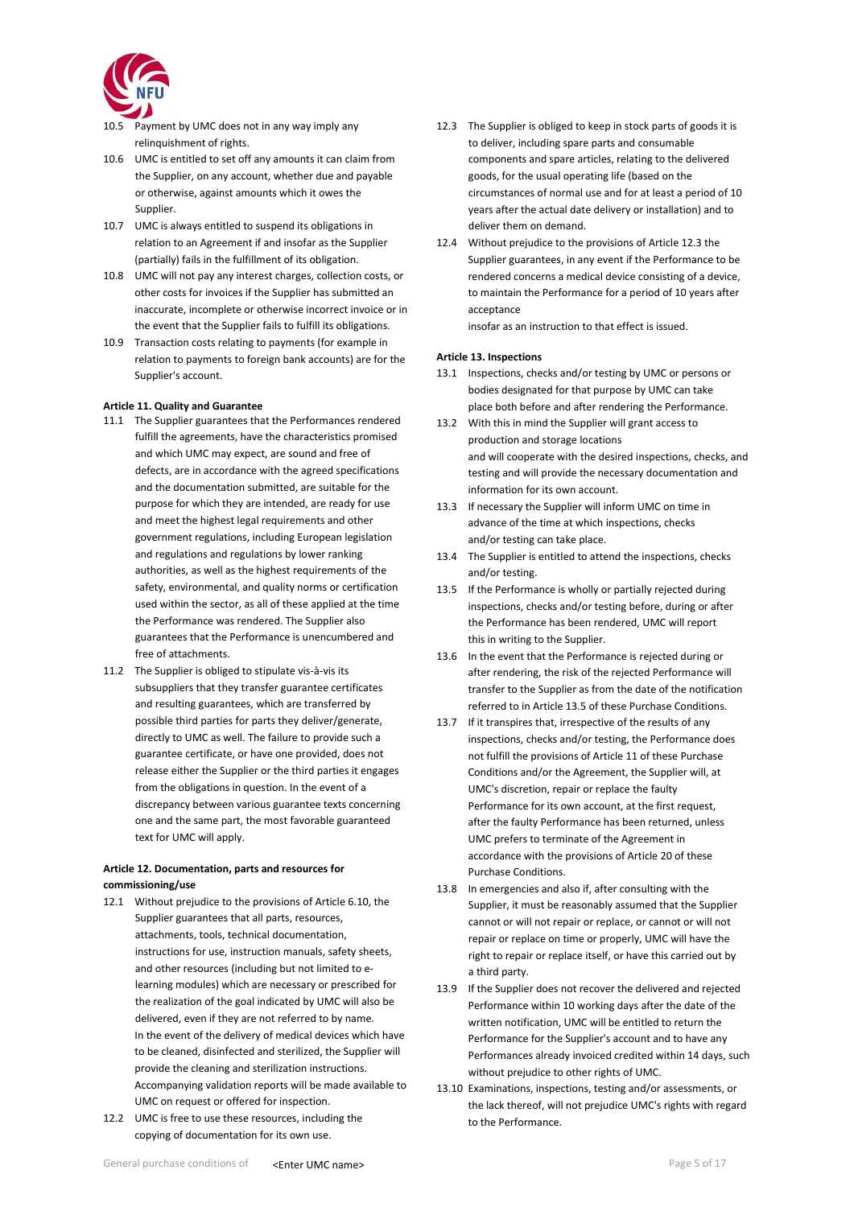10.5 Payment by UMC does not in any way imply any relinquishment of rights.

10.6 UMC is entitled to set off any amounts it can claim from the Supplier, on any account, whether due and payable or otherwise, against amounts which it owes the Supplier.

10.7 UMC is always entitled to suspend its obligations in relation to an Agreement if and insofar as the Supplier (partially) fails in the fulfillment of its obligation.

10.8 UMC will not pay any interest charges, collection costs, or other costs for invoices if the Supplier has submitted an inaccurate, incomplete or otherwise incorrect invoice or in the event that the Supplier fails to fulfill its obligations.

10.9 Transaction costs relating to payments (for example in relation to payments to foreign bank accounts) are for the Supplier's account.

**Article 11. Quality and Guarantee**

11.1 The Supplier guarantees that the Performances rendered fulfill the agreements, have the characteristics promised and which UMC may expect, are sound and free of defects, are in accordance with the agreed specifications and the documentation submitted, are suitable for the purpose for which they are intended, are ready for use and meet the highest legal requirements and other government regulations, including European legislation and regulations and regulations by lower ranking authorities, as well as the highest requirements of the safety, environmental, and quality norms or certification used within the sector, as all of these applied at the time the Performance was rendered. The Supplier also guarantees that the Performance is unencumbered and free of attachments.

11.2 The Supplier is obliged to stipulate vis-à-vis its subsuppliers that they transfer guarantee certificates and resulting guarantees, which are transferred by possible third parties for parts they deliver/generate, directly to UMC as well. The failure to provide such a guarantee certificate, or have one provided, does not release either the Supplier or the third parties it engages from the obligations in question. In the event of a discrepancy between various guarantee texts concerning one and the same part, the most favorable guaranteed text for UMC will apply.

**Article 12. Documentation, parts and resources for commissioning/use**

12.1 Without prejudice to the provisions of Article 6.10, the Supplier guarantees that all parts, resources, attachments, tools, technical documentation, instructions for use, instruction manuals, safety sheets, and other resources (including but not limited to e-learning modules) which are necessary or prescribed for the realization of the goal indicated by UMC will also be delivered, even if they are not referred to by name. In the event of the delivery of medical devices which have to be cleaned, disinfected and sterilized, the Supplier will provide the cleaning and sterilization instructions. Accompanying validation reports will be made available to UMC on request or offered for inspection.

12.2 UMC is free to use these resources, including the copying of documentation for its own use.

12.3 The Supplier is obliged to keep in stock parts of goods it is to deliver, including spare parts and consumable components and spare articles, relating to the delivered goods, for the usual operating life (based on the circumstances of normal use and for at least a period of 10 years after the actual date delivery or installation) and to deliver them on demand.

12.4 Without prejudice to the provisions of Article 12.3 the Supplier guarantees, in any event if the Performance to be rendered concerns a medical device consisting of a device, to maintain the Performance for a period of 10 years after acceptance
insofar as an instruction to that effect is issued.

**Article 13. Inspections**

13.1 Inspections, checks and/or testing by UMC or persons or bodies designated for that purpose by UMC can take place both before and after rendering the Performance.

13.2 With this in mind the Supplier will grant access to production and storage locations
and will cooperate with the desired inspections, checks, and testing and will provide the necessary documentation and information for its own account.

13.3 If necessary the Supplier will inform UMC on time in advance of the time at which inspections, checks and/or testing can take place.

13.4 The Supplier is entitled to attend the inspections, checks and/or testing.

13.5 If the Performance is wholly or partially rejected during inspections, checks and/or testing before, during or after the Performance has been rendered, UMC will report this in writing to the Supplier.

13.6 In the event that the Performance is rejected during or after rendering, the risk of the rejected Performance will transfer to the Supplier as from the date of the notification referred to in Article 13.5 of these Purchase Conditions.

13.7 If it transpires that, irrespective of the results of any inspections, checks and/or testing, the Performance does not fulfill the provisions of Article 11 of these Purchase Conditions and/or the Agreement, the Supplier will, at UMC's discretion, repair or replace the faulty Performance for its own account, at the first request, after the faulty Performance has been returned, unless UMC prefers to terminate of the Agreement in accordance with the provisions of Article 20 of these Purchase Conditions.

13.8 In emergencies and also if, after consulting with the Supplier, it must be reasonably assumed that the Supplier cannot or will not repair or replace, or cannot or will not repair or replace on time or properly, UMC will have the right to repair or replace itself, or have this carried out by a third party.

13.9 If the Supplier does not recover the delivered and rejected Performance within 10 working days after the date of the written notification, UMC will be entitled to return the Performance for the Supplier's account and to have any Performances already invoiced credited within 14 days, such without prejudice to other rights of UMC.

13.10 Examinations, inspections, testing and/or assessments, or the lack thereof, will not prejudice UMC's rights with regard to the Performance.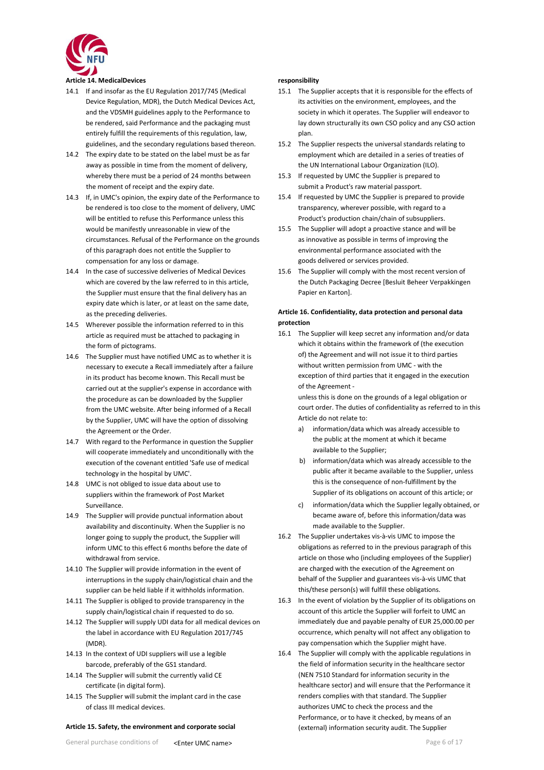### Article 14. MedicalDevices

14.1 If and insofar as the EU Regulation 2017/745 (Medical Device Regulation, MDR), the Dutch Medical Devices Act, and the VDSMH guidelines apply to the Performance to be rendered, said Performance and the packaging must entirely fulfill the requirements of this regulation, law, guidelines, and the secondary regulations based thereon.

14.2 The expiry date to be stated on the label must be as far away as possible in time from the moment of delivery, whereby there must be a period of 24 months between the moment of receipt and the expiry date.

14.3 If, in UMC's opinion, the expiry date of the Performance to be rendered is too close to the moment of delivery, UMC will be entitled to refuse this Performance unless this would be manifestly unreasonable in view of the circumstances. Refusal of the Performance on the grounds of this paragraph does not entitle the Supplier to compensation for any loss or damage.

14.4 In the case of successive deliveries of Medical Devices which are covered by the law referred to in this article, the Supplier must ensure that the final delivery has an expiry date which is later, or at least on the same date, as the preceding deliveries.

14.5 Wherever possible the information referred to in this article as required must be attached to packaging in the form of pictograms.

14.6 The Supplier must have notified UMC as to whether it is necessary to execute a Recall immediately after a failure in its product has become known. This Recall must be carried out at the supplier's expense in accordance with the procedure as can be downloaded by the Supplier from the UMC website. After being informed of a Recall by the Supplier, UMC will have the option of dissolving the Agreement or the Order.

14.7 With regard to the Performance in question the Supplier will cooperate immediately and unconditionally with the execution of the covenant entitled 'Safe use of medical technology in the hospital by UMC'.

14.8 UMC is not obliged to issue data about use to suppliers within the framework of Post Market Surveillance.

14.9 The Supplier will provide punctual information about availability and discontinuity. When the Supplier is no longer going to supply the product, the Supplier will inform UMC to this effect 6 months before the date of withdrawal from service.

14.10 The Supplier will provide information in the event of interruptions in the supply chain/logistical chain and the supplier can be held liable if it withholds information.

14.11 The Supplier is obliged to provide transparency in the supply chain/logistical chain if requested to do so.

14.12 The Supplier will supply UDI data for all medical devices on the label in accordance with EU Regulation 2017/745 (MDR).

14.13 In the context of UDI suppliers will use a legible barcode, preferably of the GS1 standard.

14.14 The Supplier will submit the currently valid CE certificate (in digital form).

14.15 The Supplier will submit the implant card in the case of class III medical devices.

### Article 15. Safety, the environment and corporate social responsibility

15.1 The Supplier accepts that it is responsible for the effects of its activities on the environment, employees, and the society in which it operates. The Supplier will endeavor to lay down structurally its own CSO policy and any CSO action plan.

15.2 The Supplier respects the universal standards relating to employment which are detailed in a series of treaties of the UN International Labour Organization (ILO).

15.3 If requested by UMC the Supplier is prepared to submit a Product's raw material passport.

15.4 If requested by UMC the Supplier is prepared to provide transparency, wherever possible, with regard to a Product's production chain/chain of subsuppliers.

15.5 The Supplier will adopt a proactive stance and will be as innovative as possible in terms of improving the environmental performance associated with the goods delivered or services provided.

15.6 The Supplier will comply with the most recent version of the Dutch Packaging Decree [Besluit Beheer Verpakkingen Papier en Karton].

### Article 16. Confidentiality, data protection and personal data protection

16.1 The Supplier will keep secret any information and/or data which it obtains within the framework of (the execution of) the Agreement and will not issue it to third parties without written permission from UMC - with the exception of third parties that it engaged in the execution of the Agreement -
unless this is done on the grounds of a legal obligation or court order. The duties of confidentiality as referred to in this Article do not relate to:

a) information/data which was already accessible to the public at the moment at which it became available to the Supplier;
b) information/data which was already accessible to the public after it became available to the Supplier, unless this is the consequence of non-fulfillment by the Supplier of its obligations on account of this article; or
c) information/data which the Supplier legally obtained, or became aware of, before this information/data was made available to the Supplier.

16.2 The Supplier undertakes vis-à-vis UMC to impose the obligations as referred to in the previous paragraph of this article on those who (including employees of the Supplier) are charged with the execution of the Agreement on behalf of the Supplier and guarantees vis-à-vis UMC that this/these person(s) will fulfill these obligations.

16.3 In the event of violation by the Supplier of its obligations on account of this article the Supplier will forfeit to UMC an immediately due and payable penalty of EUR 25,000.00 per occurrence, which penalty will not affect any obligation to pay compensation which the Supplier might have.

16.4 The Supplier will comply with the applicable regulations in the field of information security in the healthcare sector (NEN 7510 Standard for information security in the healthcare sector) and will ensure that the Performance it renders complies with that standard. The Supplier authorizes UMC to check the process and the Performance, or to have it checked, by means of an (external) information security audit. The Supplier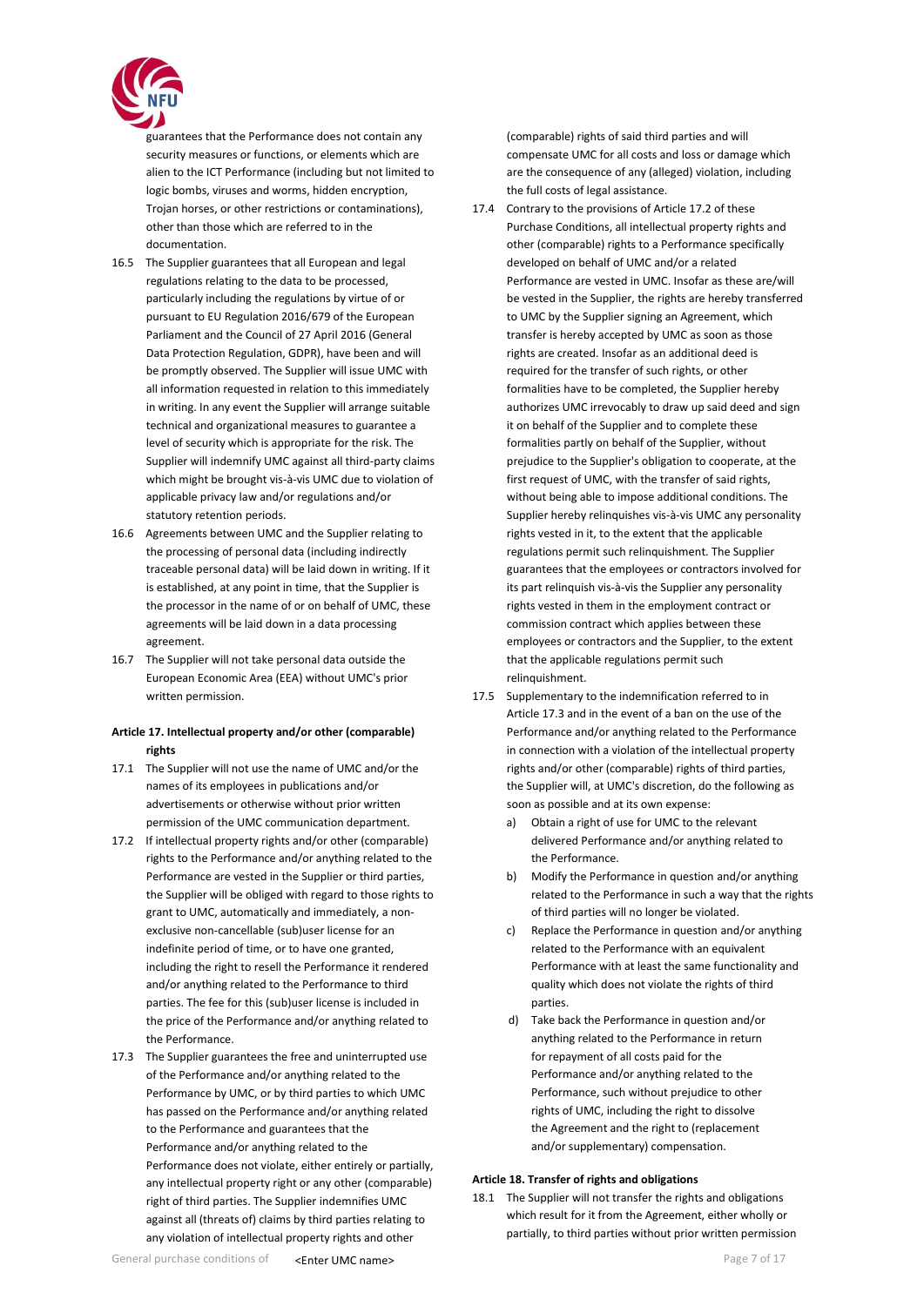guarantees that the Performance does not contain any security measures or functions, or elements which are alien to the ICT Performance (including but not limited to logic bombs, viruses and worms, hidden encryption, Trojan horses, or other restrictions or contaminations), other than those which are referred to in the documentation.

16.5 The Supplier guarantees that all European and legal regulations relating to the data to be processed, particularly including the regulations by virtue of or pursuant to EU Regulation 2016/679 of the European Parliament and the Council of 27 April 2016 (General Data Protection Regulation, GDPR), have been and will be promptly observed. The Supplier will issue UMC with all information requested in relation to this immediately in writing. In any event the Supplier will arrange suitable technical and organizational measures to guarantee a level of security which is appropriate for the risk. The Supplier will indemnify UMC against all third-party claims which might be brought vis-à-vis UMC due to violation of applicable privacy law and/or regulations and/or statutory retention periods.

16.6 Agreements between UMC and the Supplier relating to the processing of personal data (including indirectly traceable personal data) will be laid down in writing. If it is established, at any point in time, that the Supplier is the processor in the name of or on behalf of UMC, these agreements will be laid down in a data processing agreement.

16.7 The Supplier will not take personal data outside the European Economic Area (EEA) without UMC's prior written permission.

**Article 17. Intellectual property and/or other (comparable) rights**

17.1 The Supplier will not use the name of UMC and/or the names of its employees in publications and/or advertisements or otherwise without prior written permission of the UMC communication department.

17.2 If intellectual property rights and/or other (comparable) rights to the Performance and/or anything related to the Performance are vested in the Supplier or third parties, the Supplier will be obliged with regard to those rights to grant to UMC, automatically and immediately, a non-exclusive non-cancellable (sub)user license for an indefinite period of time, or to have one granted, including the right to resell the Performance it rendered and/or anything related to the Performance to third parties. The fee for this (sub)user license is included in the price of the Performance and/or anything related to the Performance.

17.3 The Supplier guarantees the free and uninterrupted use of the Performance and/or anything related to the Performance by UMC, or by third parties to which UMC has passed on the Performance and/or anything related to the Performance and guarantees that the Performance and/or anything related to the Performance does not violate, either entirely or partially, any intellectual property right or any other (comparable) right of third parties. The Supplier indemnifies UMC against all (threats of) claims by third parties relating to any violation of intellectual property rights and other (comparable) rights of said third parties and will compensate UMC for all costs and loss or damage which are the consequence of any (alleged) violation, including the full costs of legal assistance.

17.4 Contrary to the provisions of Article 17.2 of these Purchase Conditions, all intellectual property rights and other (comparable) rights to a Performance specifically developed on behalf of UMC and/or a related Performance are vested in UMC. Insofar as these are/will be vested in the Supplier, the rights are hereby transferred to UMC by the Supplier signing an Agreement, which transfer is hereby accepted by UMC as soon as those rights are created. Insofar as an additional deed is required for the transfer of such rights, or other formalities have to be completed, the Supplier hereby authorizes UMC irrevocably to draw up said deed and sign it on behalf of the Supplier and to complete these formalities partly on behalf of the Supplier, without prejudice to the Supplier's obligation to cooperate, at the first request of UMC, with the transfer of said rights, without being able to impose additional conditions. The Supplier hereby relinquishes vis-à-vis UMC any personality rights vested in it, to the extent that the applicable regulations permit such relinquishment. The Supplier guarantees that the employees or contractors involved for its part relinquish vis-à-vis the Supplier any personality rights vested in them in the employment contract or commission contract which applies between these employees or contractors and the Supplier, to the extent that the applicable regulations permit such relinquishment.

17.5 Supplementary to the indemnification referred to in Article 17.3 and in the event of a ban on the use of the Performance and/or anything related to the Performance in connection with a violation of the intellectual property rights and/or other (comparable) rights of third parties, the Supplier will, at UMC's discretion, do the following as soon as possible and at its own expense:

a) Obtain a right of use for UMC to the relevant delivered Performance and/or anything related to the Performance.
b) Modify the Performance in question and/or anything related to the Performance in such a way that the rights of third parties will no longer be violated.
c) Replace the Performance in question and/or anything related to the Performance with an equivalent Performance with at least the same functionality and quality which does not violate the rights of third parties.
d) Take back the Performance in question and/or anything related to the Performance in return for repayment of all costs paid for the Performance and/or anything related to the Performance, such without prejudice to other rights of UMC, including the right to dissolve the Agreement and the right to (replacement and/or supplementary) compensation.

**Article 18. Transfer of rights and obligations**

18.1 The Supplier will not transfer the rights and obligations which result for it from the Agreement, either wholly or partially, to third parties without prior written permission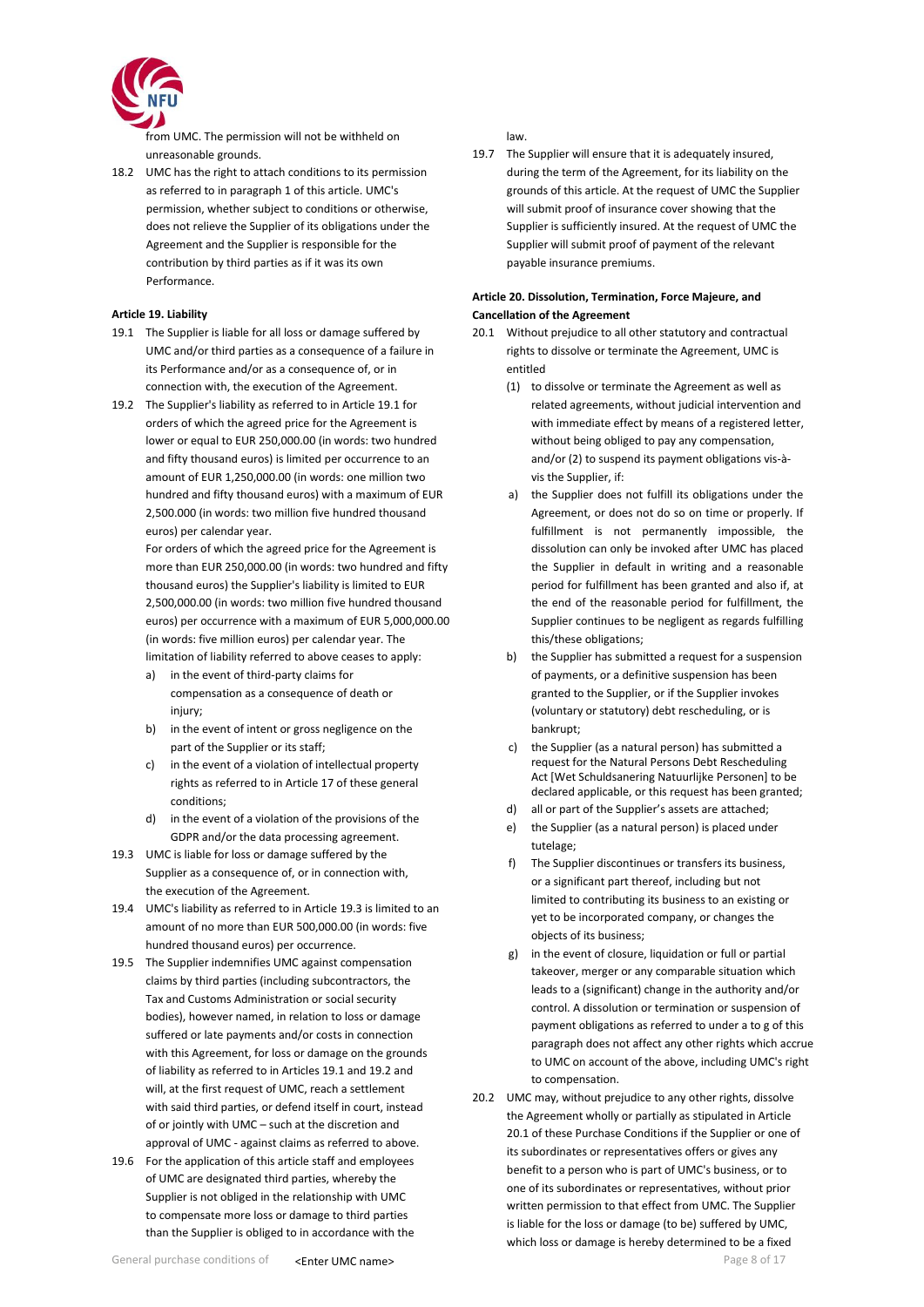from UMC. The permission will not be withheld on unreasonable grounds.

18.2 UMC has the right to attach conditions to its permission as referred to in paragraph 1 of this article. UMC's permission, whether subject to conditions or otherwise, does not relieve the Supplier of its obligations under the Agreement and the Supplier is responsible for the contribution by third parties as if it was its own Performance.

**Article 19. Liability**

19.1 The Supplier is liable for all loss or damage suffered by UMC and/or third parties as a consequence of a failure in its Performance and/or as a consequence of, or in connection with, the execution of the Agreement.

19.2 The Supplier's liability as referred to in Article 19.1 for orders of which the agreed price for the Agreement is lower or equal to EUR 250,000.00 (in words: two hundred and fifty thousand euros) is limited per occurrence to an amount of EUR 1,250,000.00 (in words: one million two hundred and fifty thousand euros) with a maximum of EUR 2,500.000 (in words: two million five hundred thousand euros) per calendar year.

For orders of which the agreed price for the Agreement is more than EUR 250,000.00 (in words: two hundred and fifty thousand euros) the Supplier's liability is limited to EUR 2,500,000.00 (in words: two million five hundred thousand euros) per occurrence with a maximum of EUR 5,000,000.00 (in words: five million euros) per calendar year. The limitation of liability referred to above ceases to apply:

a) in the event of third-party claims for compensation as a consequence of death or injury;
b) in the event of intent or gross negligence on the part of the Supplier or its staff;
c) in the event of a violation of intellectual property rights as referred to in Article 17 of these general conditions;
d) in the event of a violation of the provisions of the GDPR and/or the data processing agreement.

19.3 UMC is liable for loss or damage suffered by the Supplier as a consequence of, or in connection with, the execution of the Agreement.

19.4 UMC's liability as referred to in Article 19.3 is limited to an amount of no more than EUR 500,000.00 (in words: five hundred thousand euros) per occurrence.

19.5 The Supplier indemnifies UMC against compensation claims by third parties (including subcontractors, the Tax and Customs Administration or social security bodies), however named, in relation to loss or damage suffered or late payments and/or costs in connection with this Agreement, for loss or damage on the grounds of liability as referred to in Articles 19.1 and 19.2 and will, at the first request of UMC, reach a settlement with said third parties, or defend itself in court, instead of or jointly with UMC – such at the discretion and approval of UMC - against claims as referred to above.

19.6 For the application of this article staff and employees of UMC are designated third parties, whereby the Supplier is not obliged in the relationship with UMC to compensate more loss or damage to third parties than the Supplier is obliged to in accordance with the law.

19.7 The Supplier will ensure that it is adequately insured, during the term of the Agreement, for its liability on the grounds of this article. At the request of UMC the Supplier will submit proof of insurance cover showing that the Supplier is sufficiently insured. At the request of UMC the Supplier will submit proof of payment of the relevant payable insurance premiums.

**Article 20. Dissolution, Termination, Force Majeure, and Cancellation of the Agreement**

20.1 Without prejudice to all other statutory and contractual rights to dissolve or terminate the Agreement, UMC is entitled

(1) to dissolve or terminate the Agreement as well as related agreements, without judicial intervention and with immediate effect by means of a registered letter, without being obliged to pay any compensation, and/or (2) to suspend its payment obligations vis-à-vis the Supplier, if:

a) the Supplier does not fulfill its obligations under the Agreement, or does not do so on time or properly. If fulfillment is not permanently impossible, the dissolution can only be invoked after UMC has placed the Supplier in default in writing and a reasonable period for fulfillment has been granted and also if, at the end of the reasonable period for fulfillment, the Supplier continues to be negligent as regards fulfilling this/these obligations;
b) the Supplier has submitted a request for a suspension of payments, or a definitive suspension has been granted to the Supplier, or if the Supplier invokes (voluntary or statutory) debt rescheduling, or is bankrupt;
c) the Supplier (as a natural person) has submitted a request for the Natural Persons Debt Rescheduling Act [Wet Schuldsanering Natuurlijke Personen] to be declared applicable, or this request has been granted;
d) all or part of the Supplier's assets are attached;
e) the Supplier (as a natural person) is placed under tutelage;
f) The Supplier discontinues or transfers its business, or a significant part thereof, including but not limited to contributing its business to an existing or yet to be incorporated company, or changes the objects of its business;
g) in the event of closure, liquidation or full or partial takeover, merger or any comparable situation which leads to a (significant) change in the authority and/or control. A dissolution or termination or suspension of payment obligations as referred to under a to g of this paragraph does not affect any other rights which accrue to UMC on account of the above, including UMC's right to compensation.

20.2 UMC may, without prejudice to any other rights, dissolve the Agreement wholly or partially as stipulated in Article 20.1 of these Purchase Conditions if the Supplier or one of its subordinates or representatives offers or gives any benefit to a person who is part of UMC's business, or to one of its subordinates or representatives, without prior written permission to that effect from UMC. The Supplier is liable for the loss or damage (to be) suffered by UMC, which loss or damage is hereby determined to be a fixed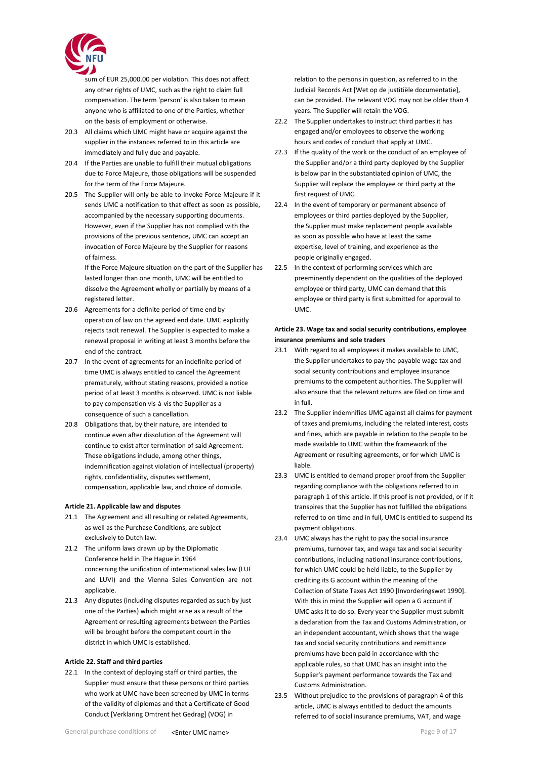sum of EUR 25,000.00 per violation. This does not affect any other rights of UMC, such as the right to claim full compensation. The term 'person' is also taken to mean anyone who is affiliated to one of the Parties, whether on the basis of employment or otherwise.

20.3 All claims which UMC might have or acquire against the supplier in the instances referred to in this article are immediately and fully due and payable.

20.4 If the Parties are unable to fulfill their mutual obligations due to Force Majeure, those obligations will be suspended for the term of the Force Majeure.

20.5 The Supplier will only be able to invoke Force Majeure if it sends UMC a notification to that effect as soon as possible, accompanied by the necessary supporting documents. However, even if the Supplier has not complied with the provisions of the previous sentence, UMC can accept an invocation of Force Majeure by the Supplier for reasons of fairness.
If the Force Majeure situation on the part of the Supplier has lasted longer than one month, UMC will be entitled to dissolve the Agreement wholly or partially by means of a registered letter.

20.6 Agreements for a definite period of time end by operation of law on the agreed end date. UMC explicitly rejects tacit renewal. The Supplier is expected to make a renewal proposal in writing at least 3 months before the end of the contract.

20.7 In the event of agreements for an indefinite period of time UMC is always entitled to cancel the Agreement prematurely, without stating reasons, provided a notice period of at least 3 months is observed. UMC is not liable to pay compensation vis-à-vis the Supplier as a consequence of such a cancellation.

20.8 Obligations that, by their nature, are intended to continue even after dissolution of the Agreement will continue to exist after termination of said Agreement. These obligations include, among other things, indemnification against violation of intellectual (property) rights, confidentiality, disputes settlement, compensation, applicable law, and choice of domicile.

**Article 21. Applicable law and disputes**

21.1 The Agreement and all resulting or related Agreements, as well as the Purchase Conditions, are subject exclusively to Dutch law.

21.2 The uniform laws drawn up by the Diplomatic Conference held in The Hague in 1964 concerning the unification of international sales law (LUF and LUVI) and the Vienna Sales Convention are not applicable.

21.3 Any disputes (including disputes regarded as such by just one of the Parties) which might arise as a result of the Agreement or resulting agreements between the Parties will be brought before the competent court in the district in which UMC is established.

**Article 22. Staff and third parties**

22.1 In the context of deploying staff or third parties, the Supplier must ensure that these persons or third parties who work at UMC have been screened by UMC in terms of the validity of diplomas and that a Certificate of Good Conduct [Verklaring Omtrent het Gedrag] (VOG) in relation to the persons in question, as referred to in the Judicial Records Act [Wet op de justitiële documentatie], can be provided. The relevant VOG may not be older than 4 years. The Supplier will retain the VOG.

22.2 The Supplier undertakes to instruct third parties it has engaged and/or employees to observe the working hours and codes of conduct that apply at UMC.

22.3 If the quality of the work or the conduct of an employee of the Supplier and/or a third party deployed by the Supplier is below par in the substantiated opinion of UMC, the Supplier will replace the employee or third party at the first request of UMC.

22.4 In the event of temporary or permanent absence of employees or third parties deployed by the Supplier, the Supplier must make replacement people available as soon as possible who have at least the same expertise, level of training, and experience as the people originally engaged.

22.5 In the context of performing services which are preeminently dependent on the qualities of the deployed employee or third party, UMC can demand that this employee or third party is first submitted for approval to UMC.

**Article 23. Wage tax and social security contributions, employee insurance premiums and sole traders**

23.1 With regard to all employees it makes available to UMC, the Supplier undertakes to pay the payable wage tax and social security contributions and employee insurance premiums to the competent authorities. The Supplier will also ensure that the relevant returns are filed on time and in full.

23.2 The Supplier indemnifies UMC against all claims for payment of taxes and premiums, including the related interest, costs and fines, which are payable in relation to the people to be made available to UMC within the framework of the Agreement or resulting agreements, or for which UMC is liable.

23.3 UMC is entitled to demand proper proof from the Supplier regarding compliance with the obligations referred to in paragraph 1 of this article. If this proof is not provided, or if it transpires that the Supplier has not fulfilled the obligations referred to on time and in full, UMC is entitled to suspend its payment obligations.

23.4 UMC always has the right to pay the social insurance premiums, turnover tax, and wage tax and social security contributions, including national insurance contributions, for which UMC could be held liable, to the Supplier by crediting its G account within the meaning of the Collection of State Taxes Act 1990 [Invorderingswet 1990]. With this in mind the Supplier will open a G account if UMC asks it to do so. Every year the Supplier must submit a declaration from the Tax and Customs Administration, or an independent accountant, which shows that the wage tax and social security contributions and remittance premiums have been paid in accordance with the applicable rules, so that UMC has an insight into the Supplier's payment performance towards the Tax and Customs Administration.

23.5 Without prejudice to the provisions of paragraph 4 of this article, UMC is always entitled to deduct the amounts referred to of social insurance premiums, VAT, and wage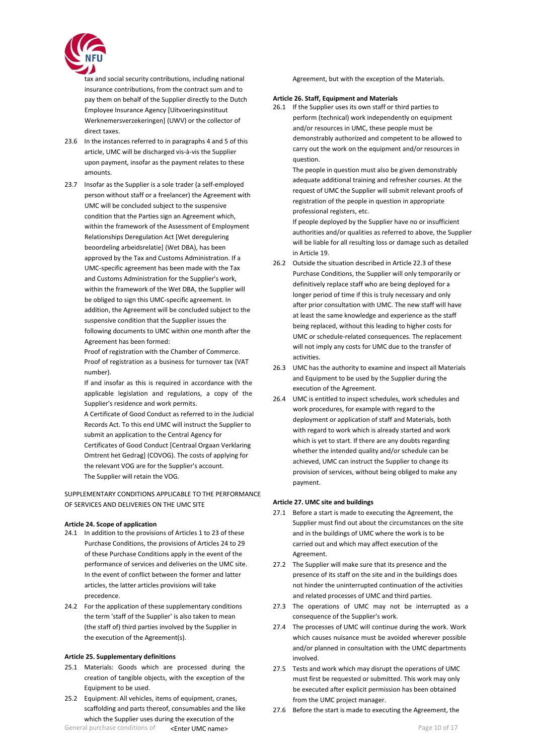tax and social security contributions, including national insurance contributions, from the contract sum and to pay them on behalf of the Supplier directly to the Dutch Employee Insurance Agency [Uitvoeringsinstituut Werknemersverzekeringen] (UWV) or the collector of direct taxes.

23.6 In the instances referred to in paragraphs 4 and 5 of this article, UMC will be discharged vis-à-vis the Supplier upon payment, insofar as the payment relates to these amounts.

23.7 Insofar as the Supplier is a sole trader (a self-employed person without staff or a freelancer) the Agreement with UMC will be concluded subject to the suspensive condition that the Parties sign an Agreement which, within the framework of the Assessment of Employment Relationships Deregulation Act [Wet deregulering beoordeling arbeidsrelatie] (Wet DBA), has been approved by the Tax and Customs Administration. If a UMC-specific agreement has been made with the Tax and Customs Administration for the Supplier's work, within the framework of the Wet DBA, the Supplier will be obliged to sign this UMC-specific agreement. In addition, the Agreement will be concluded subject to the suspensive condition that the Supplier issues the following documents to UMC within one month after the Agreement has been formed:

Proof of registration with the Chamber of Commerce.

Proof of registration as a business for turnover tax (VAT number).

If and insofar as this is required in accordance with the applicable legislation and regulations, a copy of the Supplier's residence and work permits.

A Certificate of Good Conduct as referred to in the Judicial Records Act. To this end UMC will instruct the Supplier to submit an application to the Central Agency for Certificates of Good Conduct [Centraal Orgaan Verklaring Omtrent het Gedrag] (COVOG). The costs of applying for the relevant VOG are for the Supplier's account.

The Supplier will retain the VOG.

SUPPLEMENTARY CONDITIONS APPLICABLE TO THE PERFORMANCE OF SERVICES AND DELIVERIES ON THE UMC SITE

**Article 24. Scope of application**

24.1 In addition to the provisions of Articles 1 to 23 of these Purchase Conditions, the provisions of Articles 24 to 29 of these Purchase Conditions apply in the event of the performance of services and deliveries on the UMC site. In the event of conflict between the former and latter articles, the latter articles provisions will take precedence.

24.2 For the application of these supplementary conditions the term 'staff of the Supplier' is also taken to mean (the staff of) third parties involved by the Supplier in the execution of the Agreement(s).

**Article 25. Supplementary definitions**

25.1 Materials: Goods which are processed during the creation of tangible objects, with the exception of the Equipment to be used.

25.2 Equipment: All vehicles, items of equipment, cranes, scaffolding and parts thereof, consumables and the like which the Supplier uses during the execution of the Agreement, but with the exception of the Materials.

**Article 26. Staff, Equipment and Materials**

26.1 If the Supplier uses its own staff or third parties to perform (technical) work independently on equipment and/or resources in UMC, these people must be demonstrably authorized and competent to be allowed to carry out the work on the equipment and/or resources in question.

The people in question must also be given demonstrably adequate additional training and refresher courses. At the request of UMC the Supplier will submit relevant proofs of registration of the people in question in appropriate professional registers, etc.

If people deployed by the Supplier have no or insufficient authorities and/or qualities as referred to above, the Supplier will be liable for all resulting loss or damage such as detailed in Article 19.

26.2 Outside the situation described in Article 22.3 of these Purchase Conditions, the Supplier will only temporarily or definitively replace staff who are being deployed for a longer period of time if this is truly necessary and only after prior consultation with UMC. The new staff will have at least the same knowledge and experience as the staff being replaced, without this leading to higher costs for UMC or schedule-related consequences. The replacement will not imply any costs for UMC due to the transfer of activities.

26.3 UMC has the authority to examine and inspect all Materials and Equipment to be used by the Supplier during the execution of the Agreement.

26.4 UMC is entitled to inspect schedules, work schedules and work procedures, for example with regard to the deployment or application of staff and Materials, both with regard to work which is already started and work which is yet to start. If there are any doubts regarding whether the intended quality and/or schedule can be achieved, UMC can instruct the Supplier to change its provision of services, without being obliged to make any payment.

**Article 27. UMC site and buildings**

27.1 Before a start is made to executing the Agreement, the Supplier must find out about the circumstances on the site and in the buildings of UMC where the work is to be carried out and which may affect execution of the Agreement.

27.2 The Supplier will make sure that its presence and the presence of its staff on the site and in the buildings does not hinder the uninterrupted continuation of the activities and related processes of UMC and third parties.

27.3 The operations of UMC may not be interrupted as a consequence of the Supplier's work.

27.4 The processes of UMC will continue during the work. Work which causes nuisance must be avoided wherever possible and/or planned in consultation with the UMC departments involved.

27.5 Tests and work which may disrupt the operations of UMC must first be requested or submitted. This work may only be executed after explicit permission has been obtained from the UMC project manager.

27.6 Before the start is made to executing the Agreement, the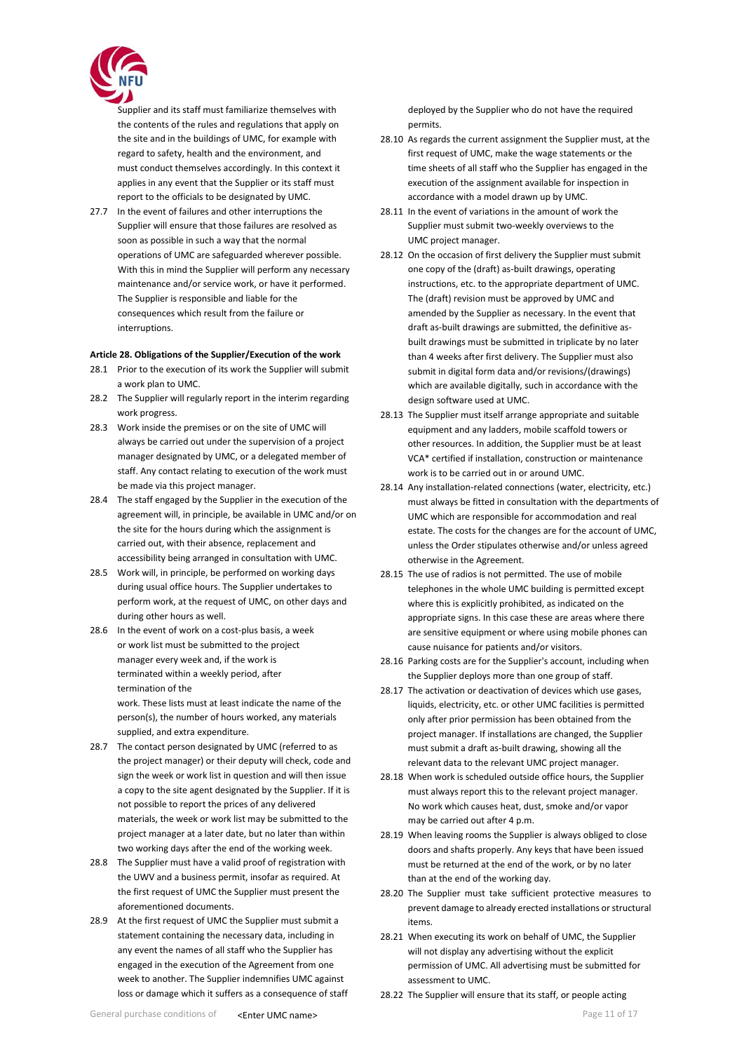Supplier and its staff must familiarize themselves with the contents of the rules and regulations that apply on the site and in the buildings of UMC, for example with regard to safety, health and the environment, and must conduct themselves accordingly. In this context it applies in any event that the Supplier or its staff must report to the officials to be designated by UMC.

27.7 In the event of failures and other interruptions the Supplier will ensure that those failures are resolved as soon as possible in such a way that the normal operations of UMC are safeguarded wherever possible. With this in mind the Supplier will perform any necessary maintenance and/or service work, or have it performed. The Supplier is responsible and liable for the consequences which result from the failure or interruptions.

**Article 28. Obligations of the Supplier/Execution of the work**

28.1 Prior to the execution of its work the Supplier will submit a work plan to UMC.

28.2 The Supplier will regularly report in the interim regarding work progress.

28.3 Work inside the premises or on the site of UMC will always be carried out under the supervision of a project manager designated by UMC, or a delegated member of staff. Any contact relating to execution of the work must be made via this project manager.

28.4 The staff engaged by the Supplier in the execution of the agreement will, in principle, be available in UMC and/or on the site for the hours during which the assignment is carried out, with their absence, replacement and accessibility being arranged in consultation with UMC.

28.5 Work will, in principle, be performed on working days during usual office hours. The Supplier undertakes to perform work, at the request of UMC, on other days and during other hours as well.

28.6 In the event of work on a cost-plus basis, a week or work list must be submitted to the project manager every week and, if the work is terminated within a weekly period, after termination of the work. These lists must at least indicate the name of the person(s), the number of hours worked, any materials supplied, and extra expenditure.

28.7 The contact person designated by UMC (referred to as the project manager) or their deputy will check, code and sign the week or work list in question and will then issue a copy to the site agent designated by the Supplier. If it is not possible to report the prices of any delivered materials, the week or work list may be submitted to the project manager at a later date, but no later than within two working days after the end of the working week.

28.8 The Supplier must have a valid proof of registration with the UWV and a business permit, insofar as required. At the first request of UMC the Supplier must present the aforementioned documents.

28.9 At the first request of UMC the Supplier must submit a statement containing the necessary data, including in any event the names of all staff who the Supplier has engaged in the execution of the Agreement from one week to another. The Supplier indemnifies UMC against loss or damage which it suffers as a consequence of staff deployed by the Supplier who do not have the required permits.

28.10 As regards the current assignment the Supplier must, at the first request of UMC, make the wage statements or the time sheets of all staff who the Supplier has engaged in the execution of the assignment available for inspection in accordance with a model drawn up by UMC.

28.11 In the event of variations in the amount of work the Supplier must submit two-weekly overviews to the UMC project manager.

28.12 On the occasion of first delivery the Supplier must submit one copy of the (draft) as-built drawings, operating instructions, etc. to the appropriate department of UMC. The (draft) revision must be approved by UMC and amended by the Supplier as necessary. In the event that draft as-built drawings are submitted, the definitive as-built drawings must be submitted in triplicate by no later than 4 weeks after first delivery. The Supplier must also submit in digital form data and/or revisions/(drawings) which are available digitally, such in accordance with the design software used at UMC.

28.13 The Supplier must itself arrange appropriate and suitable equipment and any ladders, mobile scaffold towers or other resources. In addition, the Supplier must be at least VCA* certified if installation, construction or maintenance work is to be carried out in or around UMC.

28.14 Any installation-related connections (water, electricity, etc.) must always be fitted in consultation with the departments of UMC which are responsible for accommodation and real estate. The costs for the changes are for the account of UMC, unless the Order stipulates otherwise and/or unless agreed otherwise in the Agreement.

28.15 The use of radios is not permitted. The use of mobile telephones in the whole UMC building is permitted except where this is explicitly prohibited, as indicated on the appropriate signs. In this case these are areas where there are sensitive equipment or where using mobile phones can cause nuisance for patients and/or visitors.

28.16 Parking costs are for the Supplier's account, including when the Supplier deploys more than one group of staff.

28.17 The activation or deactivation of devices which use gases, liquids, electricity, etc. or other UMC facilities is permitted only after prior permission has been obtained from the project manager. If installations are changed, the Supplier must submit a draft as-built drawing, showing all the relevant data to the relevant UMC project manager.

28.18 When work is scheduled outside office hours, the Supplier must always report this to the relevant project manager. No work which causes heat, dust, smoke and/or vapor may be carried out after 4 p.m.

28.19 When leaving rooms the Supplier is always obliged to close doors and shafts properly. Any keys that have been issued must be returned at the end of the work, or by no later than at the end of the working day.

28.20 The Supplier must take sufficient protective measures to prevent damage to already erected installations or structural items.

28.21 When executing its work on behalf of UMC, the Supplier will not display any advertising without the explicit permission of UMC. All advertising must be submitted for assessment to UMC.

28.22 The Supplier will ensure that its staff, or people acting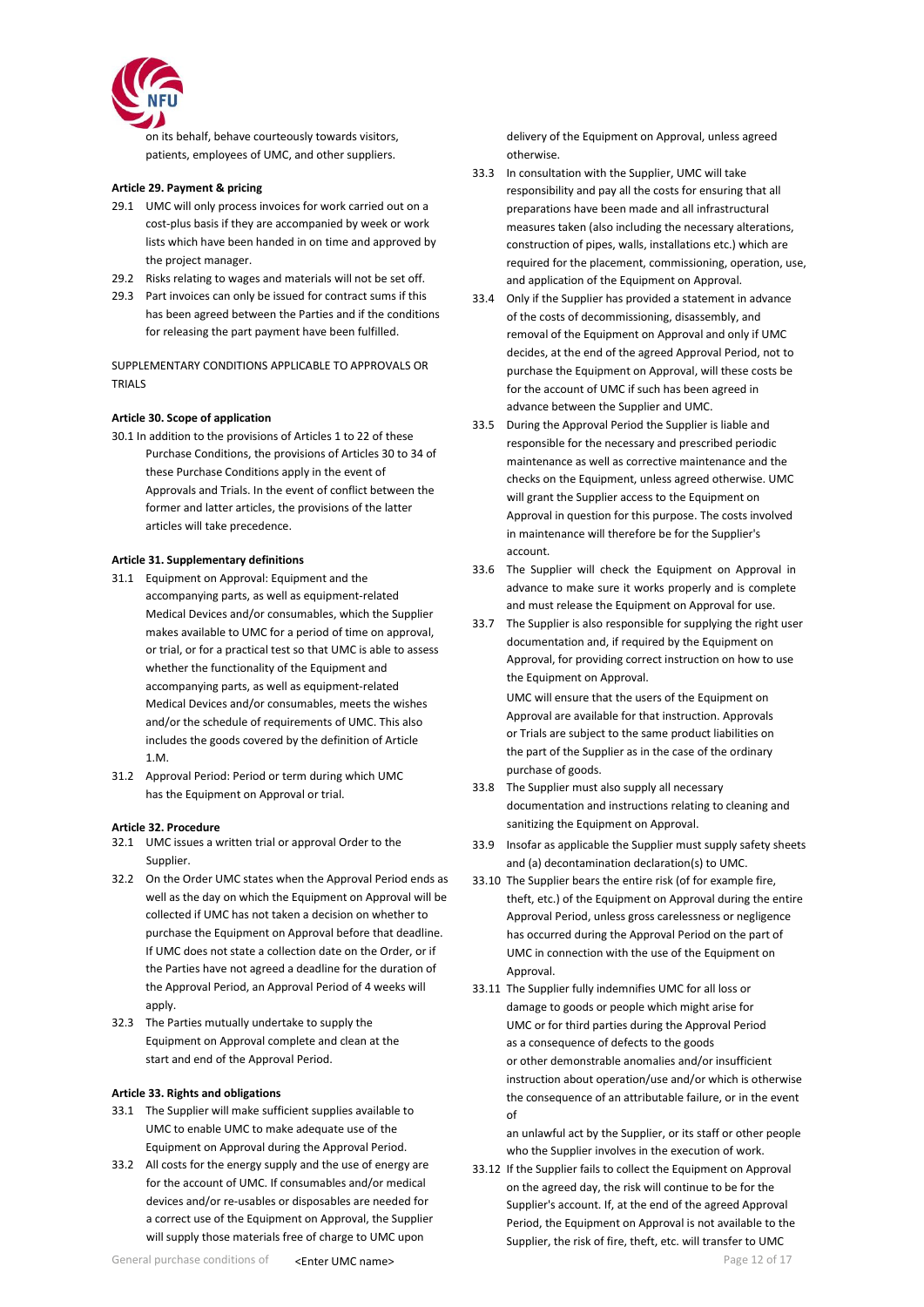on its behalf, behave courteously towards visitors, patients, employees of UMC, and other suppliers.

**Article 29. Payment & pricing**

29.1 UMC will only process invoices for work carried out on a cost-plus basis if they are accompanied by week or work lists which have been handed in on time and approved by the project manager.

29.2 Risks relating to wages and materials will not be set off.

29.3 Part invoices can only be issued for contract sums if this has been agreed between the Parties and if the conditions for releasing the part payment have been fulfilled.

SUPPLEMENTARY CONDITIONS APPLICABLE TO APPROVALS OR TRIALS

**Article 30. Scope of application**

30.1 In addition to the provisions of Articles 1 to 22 of these Purchase Conditions, the provisions of Articles 30 to 34 of these Purchase Conditions apply in the event of Approvals and Trials. In the event of conflict between the former and latter articles, the provisions of the latter articles will take precedence.

**Article 31. Supplementary definitions**

31.1 Equipment on Approval: Equipment and the accompanying parts, as well as equipment-related Medical Devices and/or consumables, which the Supplier makes available to UMC for a period of time on approval, or trial, or for a practical test so that UMC is able to assess whether the functionality of the Equipment and accompanying parts, as well as equipment-related Medical Devices and/or consumables, meets the wishes and/or the schedule of requirements of UMC. This also includes the goods covered by the definition of Article 1.M.

31.2 Approval Period: Period or term during which UMC has the Equipment on Approval or trial.

**Article 32. Procedure**

32.1 UMC issues a written trial or approval Order to the Supplier.

32.2 On the Order UMC states when the Approval Period ends as well as the day on which the Equipment on Approval will be collected if UMC has not taken a decision on whether to purchase the Equipment on Approval before that deadline. If UMC does not state a collection date on the Order, or if the Parties have not agreed a deadline for the duration of the Approval Period, an Approval Period of 4 weeks will apply.

32.3 The Parties mutually undertake to supply the Equipment on Approval complete and clean at the start and end of the Approval Period.

**Article 33. Rights and obligations**

33.1 The Supplier will make sufficient supplies available to UMC to enable UMC to make adequate use of the Equipment on Approval during the Approval Period.

33.2 All costs for the energy supply and the use of energy are for the account of UMC. If consumables and/or medical devices and/or re-usables or disposables are needed for a correct use of the Equipment on Approval, the Supplier will supply those materials free of charge to UMC upon delivery of the Equipment on Approval, unless agreed otherwise.

33.3 In consultation with the Supplier, UMC will take responsibility and pay all the costs for ensuring that all preparations have been made and all infrastructural measures taken (also including the necessary alterations, construction of pipes, walls, installations etc.) which are required for the placement, commissioning, operation, use, and application of the Equipment on Approval.

33.4 Only if the Supplier has provided a statement in advance of the costs of decommissioning, disassembly, and removal of the Equipment on Approval and only if UMC decides, at the end of the agreed Approval Period, not to purchase the Equipment on Approval, will these costs be for the account of UMC if such has been agreed in advance between the Supplier and UMC.

33.5 During the Approval Period the Supplier is liable and responsible for the necessary and prescribed periodic maintenance as well as corrective maintenance and the checks on the Equipment, unless agreed otherwise. UMC will grant the Supplier access to the Equipment on Approval in question for this purpose. The costs involved in maintenance will therefore be for the Supplier's account.

33.6 The Supplier will check the Equipment on Approval in advance to make sure it works properly and is complete and must release the Equipment on Approval for use.

33.7 The Supplier is also responsible for supplying the right user documentation and, if required by the Equipment on Approval, for providing correct instruction on how to use the Equipment on Approval.
UMC will ensure that the users of the Equipment on Approval are available for that instruction. Approvals or Trials are subject to the same product liabilities on the part of the Supplier as in the case of the ordinary purchase of goods.

33.8 The Supplier must also supply all necessary documentation and instructions relating to cleaning and sanitizing the Equipment on Approval.

33.9 Insofar as applicable the Supplier must supply safety sheets and (a) decontamination declaration(s) to UMC.

33.10 The Supplier bears the entire risk (of for example fire, theft, etc.) of the Equipment on Approval during the entire Approval Period, unless gross carelessness or negligence has occurred during the Approval Period on the part of UMC in connection with the use of the Equipment on Approval.

33.11 The Supplier fully indemnifies UMC for all loss or damage to goods or people which might arise for UMC or for third parties during the Approval Period as a consequence of defects to the goods or other demonstrable anomalies and/or insufficient instruction about operation/use and/or which is otherwise the consequence of an attributable failure, or in the event of
an unlawful act by the Supplier, or its staff or other people who the Supplier involves in the execution of work.

33.12 If the Supplier fails to collect the Equipment on Approval on the agreed day, the risk will continue to be for the Supplier's account. If, at the end of the agreed Approval Period, the Equipment on Approval is not available to the Supplier, the risk of fire, theft, etc. will transfer to UMC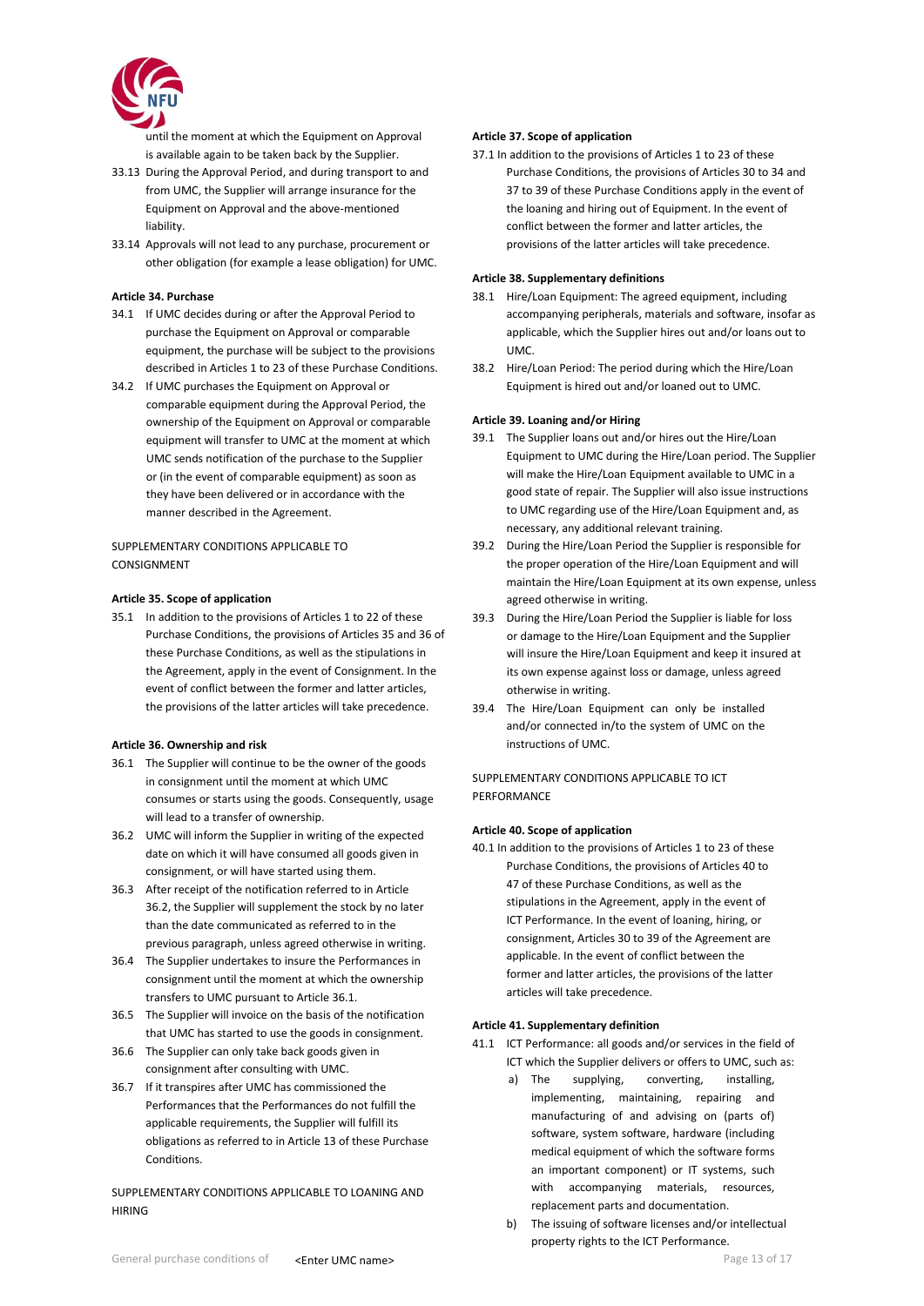until the moment at which the Equipment on Approval is available again to be taken back by the Supplier.

33.13 During the Approval Period, and during transport to and from UMC, the Supplier will arrange insurance for the Equipment on Approval and the above-mentioned liability.

33.14 Approvals will not lead to any purchase, procurement or other obligation (for example a lease obligation) for UMC.

**Article 34. Purchase**

34.1 If UMC decides during or after the Approval Period to purchase the Equipment on Approval or comparable equipment, the purchase will be subject to the provisions described in Articles 1 to 23 of these Purchase Conditions.

34.2 If UMC purchases the Equipment on Approval or comparable equipment during the Approval Period, the ownership of the Equipment on Approval or comparable equipment will transfer to UMC at the moment at which UMC sends notification of the purchase to the Supplier or (in the event of comparable equipment) as soon as they have been delivered or in accordance with the manner described in the Agreement.

SUPPLEMENTARY CONDITIONS APPLICABLE TO CONSIGNMENT

**Article 35. Scope of application**

35.1 In addition to the provisions of Articles 1 to 22 of these Purchase Conditions, the provisions of Articles 35 and 36 of these Purchase Conditions, as well as the stipulations in the Agreement, apply in the event of Consignment. In the event of conflict between the former and latter articles, the provisions of the latter articles will take precedence.

**Article 36. Ownership and risk**

36.1 The Supplier will continue to be the owner of the goods in consignment until the moment at which UMC consumes or starts using the goods. Consequently, usage will lead to a transfer of ownership.

36.2 UMC will inform the Supplier in writing of the expected date on which it will have consumed all goods given in consignment, or will have started using them.

36.3 After receipt of the notification referred to in Article 36.2, the Supplier will supplement the stock by no later than the date communicated as referred to in the previous paragraph, unless agreed otherwise in writing.

36.4 The Supplier undertakes to insure the Performances in consignment until the moment at which the ownership transfers to UMC pursuant to Article 36.1.

36.5 The Supplier will invoice on the basis of the notification that UMC has started to use the goods in consignment.

36.6 The Supplier can only take back goods given in consignment after consulting with UMC.

36.7 If it transpires after UMC has commissioned the Performances that the Performances do not fulfill the applicable requirements, the Supplier will fulfill its obligations as referred to in Article 13 of these Purchase Conditions.

SUPPLEMENTARY CONDITIONS APPLICABLE TO LOANING AND HIRING

**Article 37. Scope of application**

37.1 In addition to the provisions of Articles 1 to 23 of these Purchase Conditions, the provisions of Articles 30 to 34 and 37 to 39 of these Purchase Conditions apply in the event of the loaning and hiring out of Equipment. In the event of conflict between the former and latter articles, the provisions of the latter articles will take precedence.

**Article 38. Supplementary definitions**

38.1 Hire/Loan Equipment: The agreed equipment, including accompanying peripherals, materials and software, insofar as applicable, which the Supplier hires out and/or loans out to UMC.

38.2 Hire/Loan Period: The period during which the Hire/Loan Equipment is hired out and/or loaned out to UMC.

**Article 39. Loaning and/or Hiring**

39.1 The Supplier loans out and/or hires out the Hire/Loan Equipment to UMC during the Hire/Loan period. The Supplier will make the Hire/Loan Equipment available to UMC in a good state of repair. The Supplier will also issue instructions to UMC regarding use of the Hire/Loan Equipment and, as necessary, any additional relevant training.

39.2 During the Hire/Loan Period the Supplier is responsible for the proper operation of the Hire/Loan Equipment and will maintain the Hire/Loan Equipment at its own expense, unless agreed otherwise in writing.

39.3 During the Hire/Loan Period the Supplier is liable for loss or damage to the Hire/Loan Equipment and the Supplier will insure the Hire/Loan Equipment and keep it insured at its own expense against loss or damage, unless agreed otherwise in writing.

39.4 The Hire/Loan Equipment can only be installed and/or connected in/to the system of UMC on the instructions of UMC.

SUPPLEMENTARY CONDITIONS APPLICABLE TO ICT PERFORMANCE

**Article 40. Scope of application**

40.1 In addition to the provisions of Articles 1 to 23 of these Purchase Conditions, the provisions of Articles 40 to 47 of these Purchase Conditions, as well as the stipulations in the Agreement, apply in the event of ICT Performance. In the event of loaning, hiring, or consignment, Articles 30 to 39 of the Agreement are applicable. In the event of conflict between the former and latter articles, the provisions of the latter articles will take precedence.

**Article 41. Supplementary definition**

41.1 ICT Performance: all goods and/or services in the field of ICT which the Supplier delivers or offers to UMC, such as:

a) The supplying, converting, installing, implementing, maintaining, repairing and manufacturing of and advising on (parts of) software, system software, hardware (including medical equipment of which the software forms an important component) or IT systems, such with accompanying materials, resources, replacement parts and documentation.

b) The issuing of software licenses and/or intellectual property rights to the ICT Performance.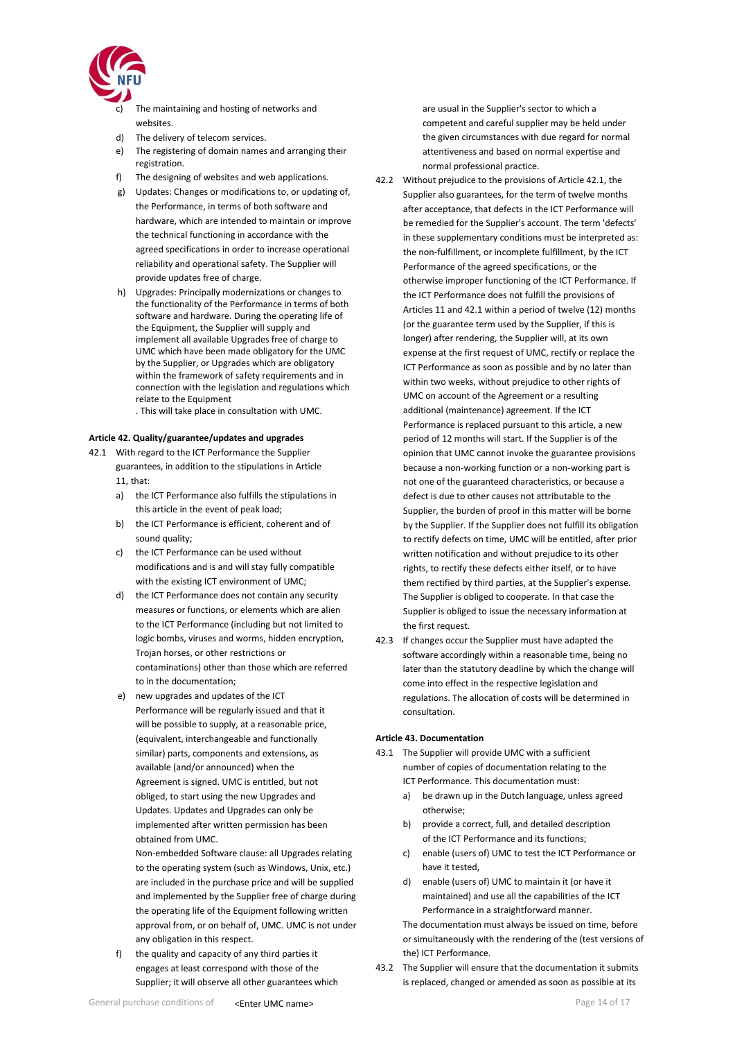c) The maintaining and hosting of networks and websites.
d) The delivery of telecom services.
e) The registering of domain names and arranging their registration.
f) The designing of websites and web applications.
g) Updates: Changes or modifications to, or updating of, the Performance, in terms of both software and hardware, which are intended to maintain or improve the technical functioning in accordance with the agreed specifications in order to increase operational reliability and operational safety. The Supplier will provide updates free of charge.
h) Upgrades: Principally modernizations or changes to the functionality of the Performance in terms of both software and hardware. During the operating life of the Equipment, the Supplier will supply and implement all available Upgrades free of charge to UMC which have been made obligatory for the UMC by the Supplier, or Upgrades which are obligatory within the framework of safety requirements and in connection with the legislation and regulations which relate to the Equipment
. This will take place in consultation with UMC.

**Article 42. Quality/guarantee/updates and upgrades**

42.1 With regard to the ICT Performance the Supplier guarantees, in addition to the stipulations in Article 11, that:

a) the ICT Performance also fulfills the stipulations in this article in the event of peak load;
b) the ICT Performance is efficient, coherent and of sound quality;
c) the ICT Performance can be used without modifications and is and will stay fully compatible with the existing ICT environment of UMC;
d) the ICT Performance does not contain any security measures or functions, or elements which are alien to the ICT Performance (including but not limited to logic bombs, viruses and worms, hidden encryption, Trojan horses, or other restrictions or contaminations) other than those which are referred to in the documentation;
e) new upgrades and updates of the ICT Performance will be regularly issued and that it will be possible to supply, at a reasonable price, (equivalent, interchangeable and functionally similar) parts, components and extensions, as available (and/or announced) when the Agreement is signed. UMC is entitled, but not obliged, to start using the new Upgrades and Updates. Updates and Upgrades can only be implemented after written permission has been obtained from UMC.
Non-embedded Software clause: all Upgrades relating to the operating system (such as Windows, Unix, etc.) are included in the purchase price and will be supplied and implemented by the Supplier free of charge during the operating life of the Equipment following written approval from, or on behalf of, UMC. UMC is not under any obligation in this respect.
f) the quality and capacity of any third parties it engages at least correspond with those of the Supplier; it will observe all other guarantees which are usual in the Supplier's sector to which a competent and careful supplier may be held under the given circumstances with due regard for normal attentiveness and based on normal expertise and normal professional practice.

42.2 Without prejudice to the provisions of Article 42.1, the Supplier also guarantees, for the term of twelve months after acceptance, that defects in the ICT Performance will be remedied for the Supplier's account. The term 'defects' in these supplementary conditions must be interpreted as: the non-fulfillment, or incomplete fulfillment, by the ICT Performance of the agreed specifications, or the otherwise improper functioning of the ICT Performance. If the ICT Performance does not fulfill the provisions of Articles 11 and 42.1 within a period of twelve (12) months (or the guarantee term used by the Supplier, if this is longer) after rendering, the Supplier will, at its own expense at the first request of UMC, rectify or replace the ICT Performance as soon as possible and by no later than within two weeks, without prejudice to other rights of UMC on account of the Agreement or a resulting additional (maintenance) agreement. If the ICT Performance is replaced pursuant to this article, a new period of 12 months will start. If the Supplier is of the opinion that UMC cannot invoke the guarantee provisions because a non-working function or a non-working part is not one of the guaranteed characteristics, or because a defect is due to other causes not attributable to the Supplier, the burden of proof in this matter will be borne by the Supplier. If the Supplier does not fulfill its obligation to rectify defects on time, UMC will be entitled, after prior written notification and without prejudice to its other rights, to rectify these defects either itself, or to have them rectified by third parties, at the Supplier's expense. The Supplier is obliged to cooperate. In that case the Supplier is obliged to issue the necessary information at the first request.

42.3 If changes occur the Supplier must have adapted the software accordingly within a reasonable time, being no later than the statutory deadline by which the change will come into effect in the respective legislation and regulations. The allocation of costs will be determined in consultation.

**Article 43. Documentation**

43.1 The Supplier will provide UMC with a sufficient number of copies of documentation relating to the ICT Performance. This documentation must:

a) be drawn up in the Dutch language, unless agreed otherwise;
b) provide a correct, full, and detailed description of the ICT Performance and its functions;
c) enable (users of) UMC to test the ICT Performance or have it tested,
d) enable (users of) UMC to maintain it (or have it maintained) and use all the capabilities of the ICT Performance in a straightforward manner.

The documentation must always be issued on time, before or simultaneously with the rendering of the (test versions of the) ICT Performance.

43.2 The Supplier will ensure that the documentation it submits is replaced, changed or amended as soon as possible at its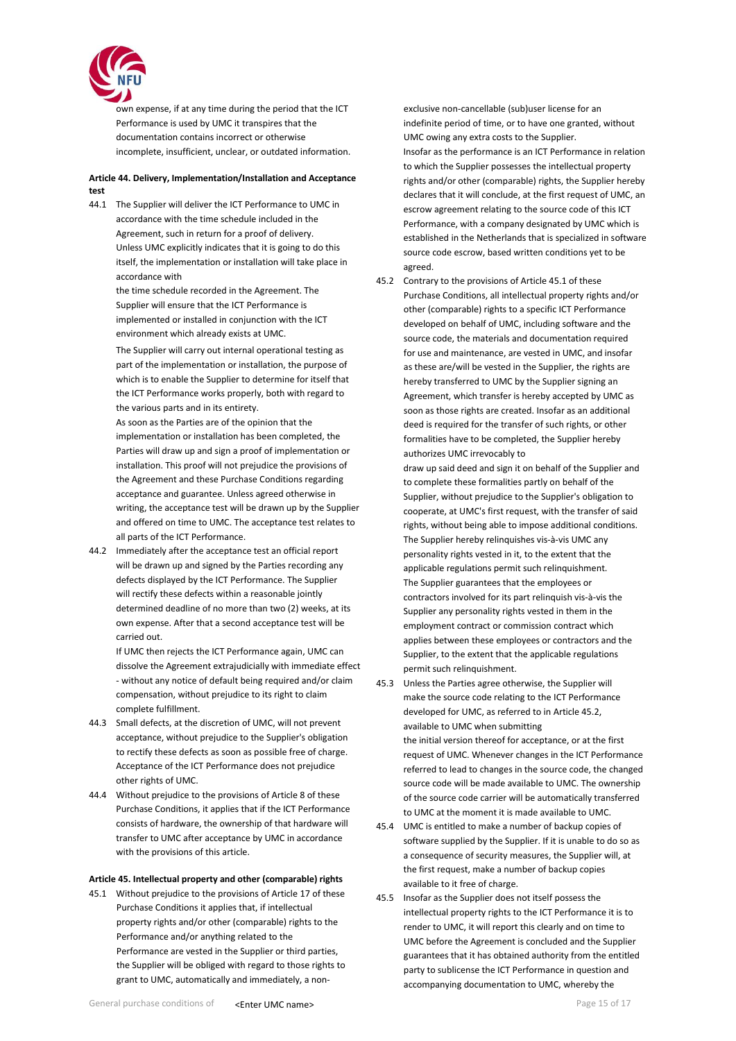own expense, if at any time during the period that the ICT Performance is used by UMC it transpires that the documentation contains incorrect or otherwise incomplete, insufficient, unclear, or outdated information.

**Article 44. Delivery, Implementation/Installation and Acceptance test**

44.1 The Supplier will deliver the ICT Performance to UMC in accordance with the time schedule included in the Agreement, such in return for a proof of delivery. Unless UMC explicitly indicates that it is going to do this itself, the implementation or installation will take place in accordance with the time schedule recorded in the Agreement. The Supplier will ensure that the ICT Performance is implemented or installed in conjunction with the ICT environment which already exists at UMC.

The Supplier will carry out internal operational testing as part of the implementation or installation, the purpose of which is to enable the Supplier to determine for itself that the ICT Performance works properly, both with regard to the various parts and in its entirety.

As soon as the Parties are of the opinion that the implementation or installation has been completed, the Parties will draw up and sign a proof of implementation or installation. This proof will not prejudice the provisions of the Agreement and these Purchase Conditions regarding acceptance and guarantee. Unless agreed otherwise in writing, the acceptance test will be drawn up by the Supplier and offered on time to UMC. The acceptance test relates to all parts of the ICT Performance.

44.2 Immediately after the acceptance test an official report will be drawn up and signed by the Parties recording any defects displayed by the ICT Performance. The Supplier will rectify these defects within a reasonable jointly determined deadline of no more than two (2) weeks, at its own expense. After that a second acceptance test will be carried out.

If UMC then rejects the ICT Performance again, UMC can dissolve the Agreement extrajudicially with immediate effect - without any notice of default being required and/or claim compensation, without prejudice to its right to claim complete fulfillment.

44.3 Small defects, at the discretion of UMC, will not prevent acceptance, without prejudice to the Supplier's obligation to rectify these defects as soon as possible free of charge. Acceptance of the ICT Performance does not prejudice other rights of UMC.

44.4 Without prejudice to the provisions of Article 8 of these Purchase Conditions, it applies that if the ICT Performance consists of hardware, the ownership of that hardware will transfer to UMC after acceptance by UMC in accordance with the provisions of this article.

**Article 45. Intellectual property and other (comparable) rights**

45.1 Without prejudice to the provisions of Article 17 of these Purchase Conditions it applies that, if intellectual property rights and/or other (comparable) rights to the Performance and/or anything related to the Performance are vested in the Supplier or third parties, the Supplier will be obliged with regard to those rights to grant to UMC, automatically and immediately, a non-exclusive non-cancellable (sub)user license for an indefinite period of time, or to have one granted, without UMC owing any extra costs to the Supplier.

Insofar as the performance is an ICT Performance in relation to which the Supplier possesses the intellectual property rights and/or other (comparable) rights, the Supplier hereby declares that it will conclude, at the first request of UMC, an escrow agreement relating to the source code of this ICT Performance, with a company designated by UMC which is established in the Netherlands that is specialized in software source code escrow, based written conditions yet to be agreed.

45.2 Contrary to the provisions of Article 45.1 of these Purchase Conditions, all intellectual property rights and/or other (comparable) rights to a specific ICT Performance developed on behalf of UMC, including software and the source code, the materials and documentation required for use and maintenance, are vested in UMC, and insofar as these are/will be vested in the Supplier, the rights are hereby transferred to UMC by the Supplier signing an Agreement, which transfer is hereby accepted by UMC as soon as those rights are created. Insofar as an additional deed is required for the transfer of such rights, or other formalities have to be completed, the Supplier hereby authorizes UMC irrevocably to draw up said deed and sign it on behalf of the Supplier and to complete these formalities partly on behalf of the Supplier, without prejudice to the Supplier's obligation to cooperate, at UMC's first request, with the transfer of said rights, without being able to impose additional conditions. The Supplier hereby relinquishes vis-à-vis UMC any personality rights vested in it, to the extent that the applicable regulations permit such relinquishment.

The Supplier guarantees that the employees or contractors involved for its part relinquish vis-à-vis the Supplier any personality rights vested in them in the employment contract or commission contract which applies between these employees or contractors and the Supplier, to the extent that the applicable regulations permit such relinquishment.

45.3 Unless the Parties agree otherwise, the Supplier will make the source code relating to the ICT Performance developed for UMC, as referred to in Article 45.2, available to UMC when submitting the initial version thereof for acceptance, or at the first request of UMC. Whenever changes in the ICT Performance referred to lead to changes in the source code, the changed source code will be made available to UMC. The ownership of the source code carrier will be automatically transferred to UMC at the moment it is made available to UMC.

45.4 UMC is entitled to make a number of backup copies of software supplied by the Supplier. If it is unable to do so as a consequence of security measures, the Supplier will, at the first request, make a number of backup copies available to it free of charge.

45.5 Insofar as the Supplier does not itself possess the intellectual property rights to the ICT Performance it is to render to UMC, it will report this clearly and on time to UMC before the Agreement is concluded and the Supplier guarantees that it has obtained authority from the entitled party to sublicense the ICT Performance in question and accompanying documentation to UMC, whereby the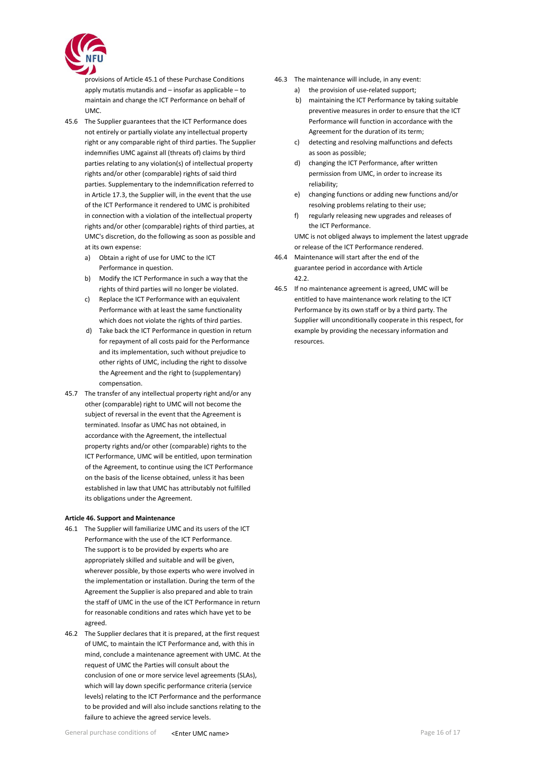provisions of Article 45.1 of these Purchase Conditions apply mutatis mutandis and – insofar as applicable – to maintain and change the ICT Performance on behalf of UMC.

45.6 The Supplier guarantees that the ICT Performance does not entirely or partially violate any intellectual property right or any comparable right of third parties. The Supplier indemnifies UMC against all (threats of) claims by third parties relating to any violation(s) of intellectual property rights and/or other (comparable) rights of said third parties. Supplementary to the indemnification referred to in Article 17.3, the Supplier will, in the event that the use of the ICT Performance it rendered to UMC is prohibited in connection with a violation of the intellectual property rights and/or other (comparable) rights of third parties, at UMC's discretion, do the following as soon as possible and at its own expense:

a) Obtain a right of use for UMC to the ICT Performance in question.
b) Modify the ICT Performance in such a way that the rights of third parties will no longer be violated.
c) Replace the ICT Performance with an equivalent Performance with at least the same functionality which does not violate the rights of third parties.
d) Take back the ICT Performance in question in return for repayment of all costs paid for the Performance and its implementation, such without prejudice to other rights of UMC, including the right to dissolve the Agreement and the right to (supplementary) compensation.

45.7 The transfer of any intellectual property right and/or any other (comparable) right to UMC will not become the subject of reversal in the event that the Agreement is terminated. Insofar as UMC has not obtained, in accordance with the Agreement, the intellectual property rights and/or other (comparable) rights to the ICT Performance, UMC will be entitled, upon termination of the Agreement, to continue using the ICT Performance on the basis of the license obtained, unless it has been established in law that UMC has attributably not fulfilled its obligations under the Agreement.

**Article 46. Support and Maintenance**

46.1 The Supplier will familiarize UMC and its users of the ICT Performance with the use of the ICT Performance. The support is to be provided by experts who are appropriately skilled and suitable and will be given, wherever possible, by those experts who were involved in the implementation or installation. During the term of the Agreement the Supplier is also prepared and able to train the staff of UMC in the use of the ICT Performance in return for reasonable conditions and rates which have yet to be agreed.

46.2 The Supplier declares that it is prepared, at the first request of UMC, to maintain the ICT Performance and, with this in mind, conclude a maintenance agreement with UMC. At the request of UMC the Parties will consult about the conclusion of one or more service level agreements (SLAs), which will lay down specific performance criteria (service levels) relating to the ICT Performance and the performance to be provided and will also include sanctions relating to the failure to achieve the agreed service levels.

46.3 The maintenance will include, in any event:

a) the provision of use-related support;
b) maintaining the ICT Performance by taking suitable preventive measures in order to ensure that the ICT Performance will function in accordance with the Agreement for the duration of its term;
c) detecting and resolving malfunctions and defects as soon as possible;
d) changing the ICT Performance, after written permission from UMC, in order to increase its reliability;
e) changing functions or adding new functions and/or resolving problems relating to their use;
f) regularly releasing new upgrades and releases of the ICT Performance.

UMC is not obliged always to implement the latest upgrade or release of the ICT Performance rendered.

46.4 Maintenance will start after the end of the guarantee period in accordance with Article 42.2.

46.5 If no maintenance agreement is agreed, UMC will be entitled to have maintenance work relating to the ICT Performance by its own staff or by a third party. The Supplier will unconditionally cooperate in this respect, for example by providing the necessary information and resources.